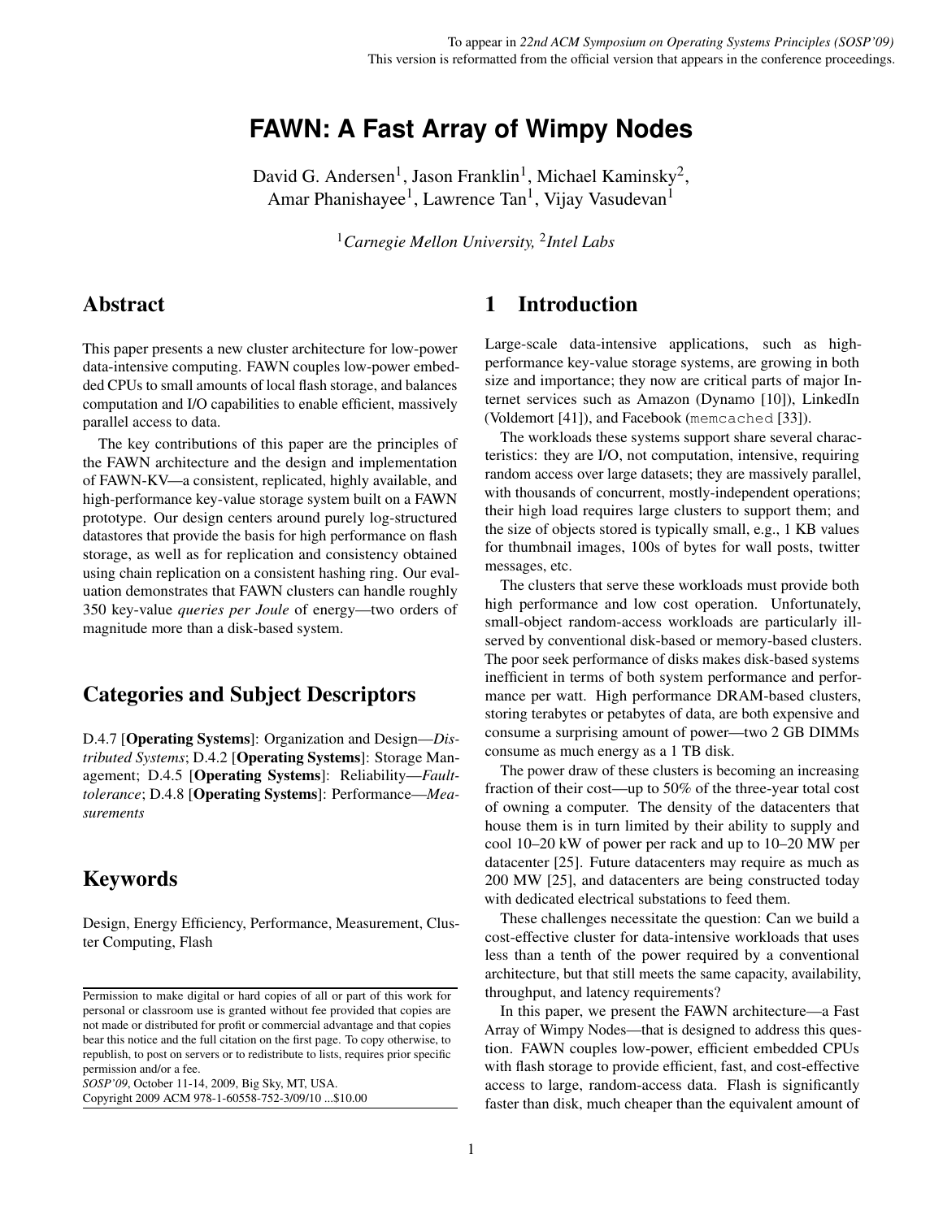To appear in *22nd ACM Symposium on Operating Systems Principles (SOSP'09)*
This version is reformatted from the official version that appears in the conference proceedings.

# FAWN: A Fast Array of Wimpy Nodes

David G. Andersen[1], Jason Franklin[1], Michael Kaminsky[2], Amar Phanishayee[1], Lawrence Tan[1], Vijay Vasudevan[1]

[1]*Carnegie Mellon University,* [2]*Intel Labs*

## Abstract

This paper presents a new cluster architecture for low-power data-intensive computing. FAWN couples low-power embedded CPUs to small amounts of local flash storage, and balances computation and I/O capabilities to enable efficient, massively parallel access to data.

The key contributions of this paper are the principles of the FAWN architecture and the design and implementation of FAWN-KV—a consistent, replicated, highly available, and high-performance key-value storage system built on a FAWN prototype. Our design centers around purely log-structured datastores that provide the basis for high performance on flash storage, as well as for replication and consistency obtained using chain replication on a consistent hashing ring. Our evaluation demonstrates that FAWN clusters can handle roughly 350 key-value *queries per Joule* of energy—two orders of magnitude more than a disk-based system.

## Categories and Subject Descriptors

D.4.7 [**Operating Systems**]: Organization and Design—*Distributed Systems*; D.4.2 [**Operating Systems**]: Storage Management; D.4.5 [**Operating Systems**]: Reliability—*Fault-tolerance*; D.4.8 [**Operating Systems**]: Performance—*Measurements*

## Keywords

Design, Energy Efficiency, Performance, Measurement, Cluster Computing, Flash

Permission to make digital or hard copies of all or part of this work for personal or classroom use is granted without fee provided that copies are not made or distributed for profit or commercial advantage and that copies bear this notice and the full citation on the first page. To copy otherwise, to republish, to post on servers or to redistribute to lists, requires prior specific permission and/or a fee.
*SOSP'09*, October 11-14, 2009, Big Sky, MT, USA.
Copyright 2009 ACM 978-1-60558-752-3/09/10 ...$10.00

## 1 Introduction

Large-scale data-intensive applications, such as high-performance key-value storage systems, are growing in both size and importance; they now are critical parts of major Internet services such as Amazon (Dynamo [10]), LinkedIn (Voldemort [41]), and Facebook (`memcached` [33]).

The workloads these systems support share several characteristics: they are I/O, not computation, intensive, requiring random access over large datasets; they are massively parallel, with thousands of concurrent, mostly-independent operations; their high load requires large clusters to support them; and the size of objects stored is typically small, e.g., 1 KB values for thumbnail images, 100s of bytes for wall posts, twitter messages, etc.

The clusters that serve these workloads must provide both high performance and low cost operation. Unfortunately, small-object random-access workloads are particularly ill-served by conventional disk-based or memory-based clusters. The poor seek performance of disks makes disk-based systems inefficient in terms of both system performance and performance per watt. High performance DRAM-based clusters, storing terabytes or petabytes of data, are both expensive and consume a surprising amount of power—two 2 GB DIMMs consume as much energy as a 1 TB disk.

The power draw of these clusters is becoming an increasing fraction of their cost—up to 50% of the three-year total cost of owning a computer. The density of the datacenters that house them is in turn limited by their ability to supply and cool 10–20 kW of power per rack and up to 10–20 MW per datacenter [25]. Future datacenters may require as much as 200 MW [25], and datacenters are being constructed today with dedicated electrical substations to feed them.

These challenges necessitate the question: Can we build a cost-effective cluster for data-intensive workloads that uses less than a tenth of the power required by a conventional architecture, but that still meets the same capacity, availability, throughput, and latency requirements?

In this paper, we present the FAWN architecture—a Fast Array of Wimpy Nodes—that is designed to address this question. FAWN couples low-power, efficient embedded CPUs with flash storage to provide efficient, fast, and cost-effective access to large, random-access data. Flash is significantly faster than disk, much cheaper than the equivalent amount of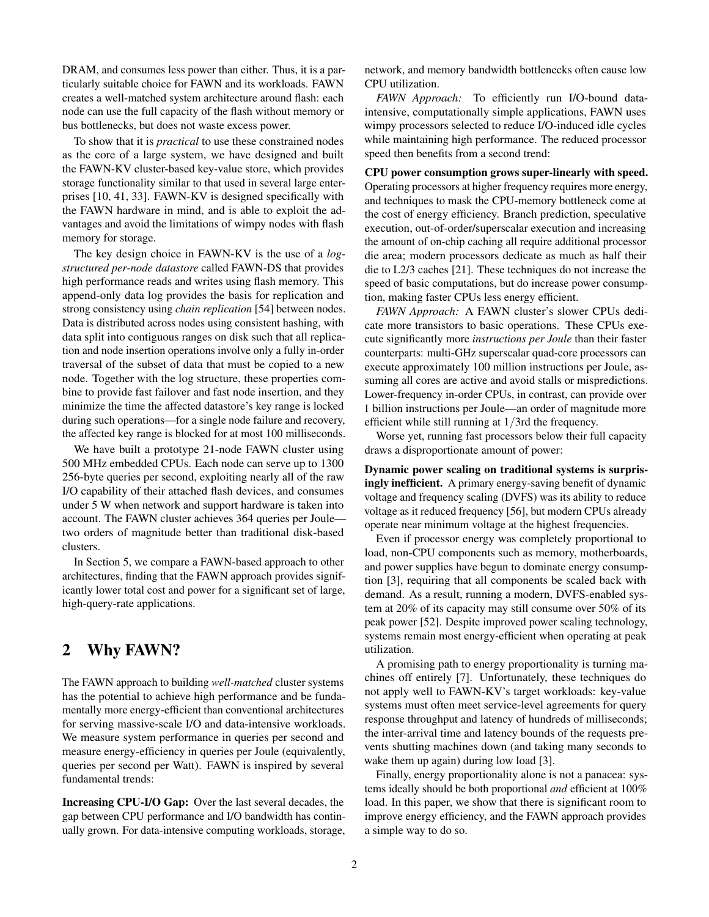DRAM, and consumes less power than either. Thus, it is a particularly suitable choice for FAWN and its workloads. FAWN creates a well-matched system architecture around flash: each node can use the full capacity of the flash without memory or bus bottlenecks, but does not waste excess power.

To show that it is *practical* to use these constrained nodes as the core of a large system, we have designed and built the FAWN-KV cluster-based key-value store, which provides storage functionality similar to that used in several large enterprises [10, 41, 33]. FAWN-KV is designed specifically with the FAWN hardware in mind, and is able to exploit the advantages and avoid the limitations of wimpy nodes with flash memory for storage.

The key design choice in FAWN-KV is the use of a *log-structured per-node datastore* called FAWN-DS that provides high performance reads and writes using flash memory. This append-only data log provides the basis for replication and strong consistency using *chain replication* [54] between nodes. Data is distributed across nodes using consistent hashing, with data split into contiguous ranges on disk such that all replication and node insertion operations involve only a fully in-order traversal of the subset of data that must be copied to a new node. Together with the log structure, these properties combine to provide fast failover and fast node insertion, and they minimize the time the affected datastore's key range is locked during such operations—for a single node failure and recovery, the affected key range is blocked for at most 100 milliseconds.

We have built a prototype 21-node FAWN cluster using 500 MHz embedded CPUs. Each node can serve up to 1300 256-byte queries per second, exploiting nearly all of the raw I/O capability of their attached flash devices, and consumes under 5 W when network and support hardware is taken into account. The FAWN cluster achieves 364 queries per Joule—two orders of magnitude better than traditional disk-based clusters.

In Section 5, we compare a FAWN-based approach to other architectures, finding that the FAWN approach provides significantly lower total cost and power for a significant set of large, high-query-rate applications.

## 2 Why FAWN?

The FAWN approach to building *well-matched* cluster systems has the potential to achieve high performance and be fundamentally more energy-efficient than conventional architectures for serving massive-scale I/O and data-intensive workloads. We measure system performance in queries per second and measure energy-efficiency in queries per Joule (equivalently, queries per second per Watt). FAWN is inspired by several fundamental trends:

**Increasing CPU-I/O Gap:** Over the last several decades, the gap between CPU performance and I/O bandwidth has continually grown. For data-intensive computing workloads, storage, network, and memory bandwidth bottlenecks often cause low CPU utilization.

*FAWN Approach:* To efficiently run I/O-bound data-intensive, computationally simple applications, FAWN uses wimpy processors selected to reduce I/O-induced idle cycles while maintaining high performance. The reduced processor speed then benefits from a second trend:

**CPU power consumption grows super-linearly with speed.** Operating processors at higher frequency requires more energy, and techniques to mask the CPU-memory bottleneck come at the cost of energy efficiency. Branch prediction, speculative execution, out-of-order/superscalar execution and increasing the amount of on-chip caching all require additional processor die area; modern processors dedicate as much as half their die to L2/3 caches [21]. These techniques do not increase the speed of basic computations, but do increase power consumption, making faster CPUs less energy efficient.

*FAWN Approach:* A FAWN cluster's slower CPUs dedicate more transistors to basic operations. These CPUs execute significantly more *instructions per Joule* than their faster counterparts: multi-GHz superscalar quad-core processors can execute approximately 100 million instructions per Joule, assuming all cores are active and avoid stalls or mispredictions. Lower-frequency in-order CPUs, in contrast, can provide over 1 billion instructions per Joule—an order of magnitude more efficient while still running at $1/3$rd the frequency.

Worse yet, running fast processors below their full capacity draws a disproportionate amount of power:

**Dynamic power scaling on traditional systems is surprisingly inefficient.** A primary energy-saving benefit of dynamic voltage and frequency scaling (DVFS) was its ability to reduce voltage as it reduced frequency [56], but modern CPUs already operate near minimum voltage at the highest frequencies.

Even if processor energy was completely proportional to load, non-CPU components such as memory, motherboards, and power supplies have begun to dominate energy consumption [3], requiring that all components be scaled back with demand. As a result, running a modern, DVFS-enabled system at 20% of its capacity may still consume over 50% of its peak power [52]. Despite improved power scaling technology, systems remain most energy-efficient when operating at peak utilization.

A promising path to energy proportionality is turning machines off entirely [7]. Unfortunately, these techniques do not apply well to FAWN-KV's target workloads: key-value systems must often meet service-level agreements for query response throughput and latency of hundreds of milliseconds; the inter-arrival time and latency bounds of the requests prevents shutting machines down (and taking many seconds to wake them up again) during low load [3].

Finally, energy proportionality alone is not a panacea: systems ideally should be both proportional *and* efficient at 100% load. In this paper, we show that there is significant room to improve energy efficiency, and the FAWN approach provides a simple way to do so.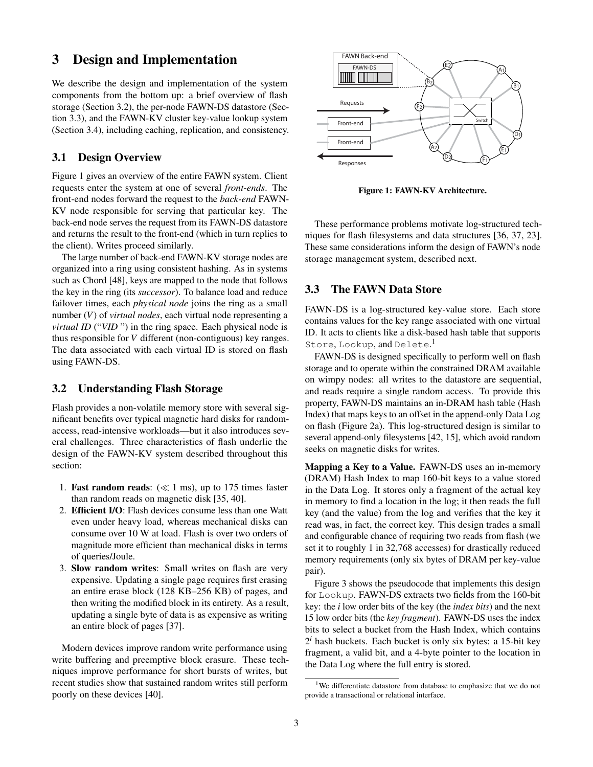# 3 Design and Implementation

We describe the design and implementation of the system components from the bottom up: a brief overview of flash storage (Section 3.2), the per-node FAWN-DS datastore (Section 3.3), and the FAWN-KV cluster key-value lookup system (Section 3.4), including caching, replication, and consistency.

## 3.1 Design Overview

Figure 1 gives an overview of the entire FAWN system. Client requests enter the system at one of several *front-ends*. The front-end nodes forward the request to the *back-end* FAWN-KV node responsible for serving that particular key. The back-end node serves the request from its FAWN-DS datastore and returns the result to the front-end (which in turn replies to the client). Writes proceed similarly.

The large number of back-end FAWN-KV storage nodes are organized into a ring using consistent hashing. As in systems such as Chord [48], keys are mapped to the node that follows the key in the ring (its *successor*). To balance load and reduce failover times, each *physical node* joins the ring as a small number ($V$) of *virtual nodes*, each virtual node representing a *virtual ID* ("*VID* ") in the ring space. Each physical node is thus responsible for $V$ different (non-contiguous) key ranges. The data associated with each virtual ID is stored on flash using FAWN-DS.

**Figure 1: FAWN-KV Architecture.**

## 3.2 Understanding Flash Storage

Flash provides a non-volatile memory store with several significant benefits over typical magnetic hard disks for random-access, read-intensive workloads—but it also introduces several challenges. Three characteristics of flash underlie the design of the FAWN-KV system described throughout this section:

1. **Fast random reads**: ($\ll$ 1 ms), up to 175 times faster than random reads on magnetic disk [35, 40].
2. **Efficient I/O**: Flash devices consume less than one Watt even under heavy load, whereas mechanical disks can consume over 10 W at load. Flash is over two orders of magnitude more efficient than mechanical disks in terms of queries/Joule.
3. **Slow random writes**: Small writes on flash are very expensive. Updating a single page requires first erasing an entire erase block (128 KB–256 KB) of pages, and then writing the modified block in its entirety. As a result, updating a single byte of data is as expensive as writing an entire block of pages [37].

Modern devices improve random write performance using write buffering and preemptive block erasure. These techniques improve performance for short bursts of writes, but recent studies show that sustained random writes still perform poorly on these devices [40].

These performance problems motivate log-structured techniques for flash filesystems and data structures [36, 37, 23]. These same considerations inform the design of FAWN's node storage management system, described next.

## 3.3 The FAWN Data Store

FAWN-DS is a log-structured key-value store. Each store contains values for the key range associated with one virtual ID. It acts to clients like a disk-based hash table that supports `Store`, `Lookup`, and `Delete`.[1]

FAWN-DS is designed specifically to perform well on flash storage and to operate within the constrained DRAM available on wimpy nodes: all writes to the datastore are sequential, and reads require a single random access. To provide this property, FAWN-DS maintains an in-DRAM hash table (Hash Index) that maps keys to an offset in the append-only Data Log on flash (Figure 2a). This log-structured design is similar to several append-only filesystems [42, 15], which avoid random seeks on magnetic disks for writes.

**Mapping a Key to a Value.** FAWN-DS uses an in-memory (DRAM) Hash Index to map 160-bit keys to a value stored in the Data Log. It stores only a fragment of the actual key in memory to find a location in the log; it then reads the full key (and the value) from the log and verifies that the key it read was, in fact, the correct key. This design trades a small and configurable chance of requiring two reads from flash (we set it to roughly 1 in 32,768 accesses) for drastically reduced memory requirements (only six bytes of DRAM per key-value pair).

Figure 3 shows the pseudocode that implements this design for `Lookup`. FAWN-DS extracts two fields from the 160-bit key: the $i$ low order bits of the key (the *index bits*) and the next 15 low order bits (the *key fragment*). FAWN-DS uses the index bits to select a bucket from the Hash Index, which contains $2^i$ hash buckets. Each bucket is only six bytes: a 15-bit key fragment, a valid bit, and a 4-byte pointer to the location in the Data Log where the full entry is stored.

[1] We differentiate datastore from database to emphasize that we do not provide a transactional or relational interface.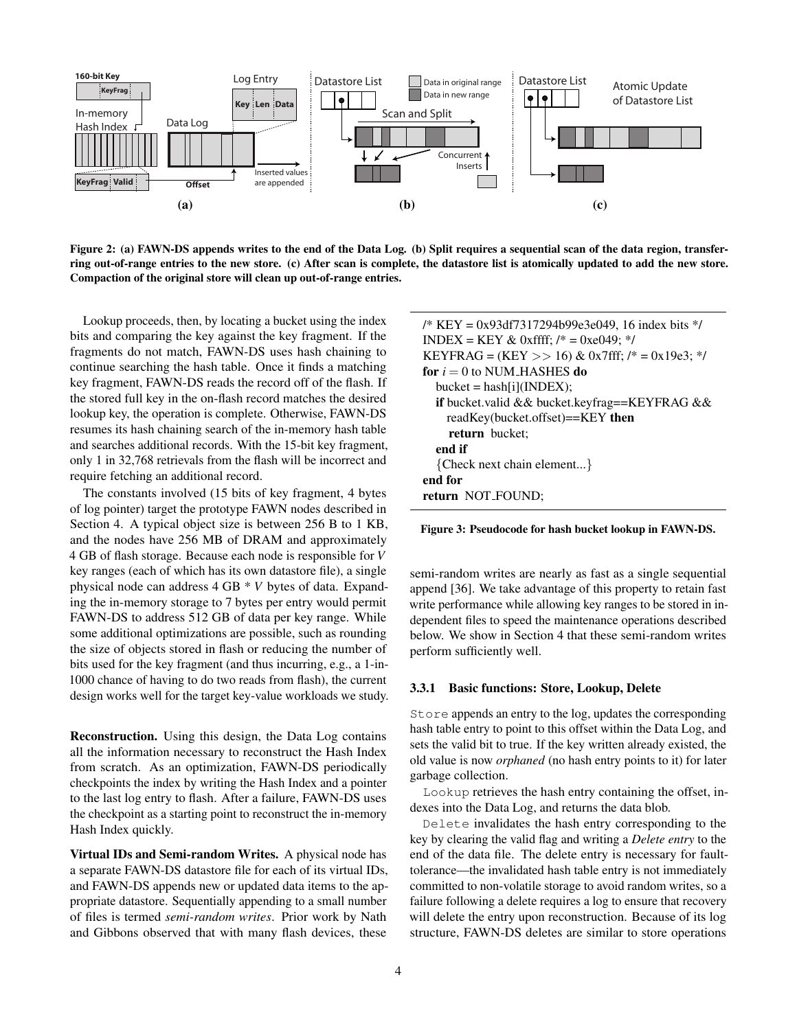Figure 2: (a) FAWN-DS appends writes to the end of the Data Log. (b) Split requires a sequential scan of the data region, transferring out-of-range entries to the new store. (c) After scan is complete, the datastore list is atomically updated to add the new store. Compaction of the original store will clean up out-of-range entries.

Lookup proceeds, then, by locating a bucket using the index bits and comparing the key against the key fragment. If the fragments do not match, FAWN-DS uses hash chaining to continue searching the hash table. Once it finds a matching key fragment, FAWN-DS reads the record off of the flash. If the stored full key in the on-flash record matches the desired lookup key, the operation is complete. Otherwise, FAWN-DS resumes its hash chaining search of the in-memory hash table and searches additional records. With the 15-bit key fragment, only 1 in 32,768 retrievals from the flash will be incorrect and require fetching an additional record.

The constants involved (15 bits of key fragment, 4 bytes of log pointer) target the prototype FAWN nodes described in Section 4. A typical object size is between 256 B to 1 KB, and the nodes have 256 MB of DRAM and approximately 4 GB of flash storage. Because each node is responsible for *V* key ranges (each of which has its own datastore file), a single physical node can address 4 GB * *V* bytes of data. Expanding the in-memory storage to 7 bytes per entry would permit FAWN-DS to address 512 GB of data per key range. While some additional optimizations are possible, such as rounding the size of objects stored in flash or reducing the number of bits used for the key fragment (and thus incurring, e.g., a 1-in-1000 chance of having to do two reads from flash), the current design works well for the target key-value workloads we study.

**Reconstruction.** Using this design, the Data Log contains all the information necessary to reconstruct the Hash Index from scratch. As an optimization, FAWN-DS periodically checkpoints the index by writing the Hash Index and a pointer to the last log entry to flash. After a failure, FAWN-DS uses the checkpoint as a starting point to reconstruct the in-memory Hash Index quickly.

**Virtual IDs and Semi-random Writes.** A physical node has a separate FAWN-DS datastore file for each of its virtual IDs, and FAWN-DS appends new or updated data items to the appropriate datastore. Sequentially appending to a small number of files is termed *semi-random writes*. Prior work by Nath and Gibbons observed that with many flash devices, these semi-random writes are nearly as fast as a single sequential append [36]. We take advantage of this property to retain fast write performance while allowing key ranges to be stored in independent files to speed the maintenance operations described below. We show in Section 4 that these semi-random writes perform sufficiently well.

```
/* KEY = 0x93df7317294b99e3e049, 16 index bits */
INDEX = KEY & 0xffff; /* = 0xe049; */
KEYFRAG = (KEY >> 16) & 0x7fff; /* = 0x19e3; */
for i = 0 to NUM_HASHES do
   bucket = hash[i](INDEX);
   if bucket.valid && bucket.keyfrag==KEYFRAG &&
     readKey(bucket.offset)==KEY then
       return bucket;
   end if
   {Check next chain element...}
end for
return NOT_FOUND;
```

**Figure 3: Pseudocode for hash bucket lookup in FAWN-DS.**

#### 3.3.1 Basic functions: Store, Lookup, Delete

`Store` appends an entry to the log, updates the corresponding hash table entry to point to this offset within the Data Log, and sets the valid bit to true. If the key written already existed, the old value is now *orphaned* (no hash entry points to it) for later garbage collection.

`Lookup` retrieves the hash entry containing the offset, indexes into the Data Log, and returns the data blob.

`Delete` invalidates the hash entry corresponding to the key by clearing the valid flag and writing a *Delete entry* to the end of the data file. The delete entry is necessary for fault-tolerance—the invalidated hash table entry is not immediately committed to non-volatile storage to avoid random writes, so a failure following a delete requires a log to ensure that recovery will delete the entry upon reconstruction. Because of its log structure, FAWN-DS deletes are similar to store operations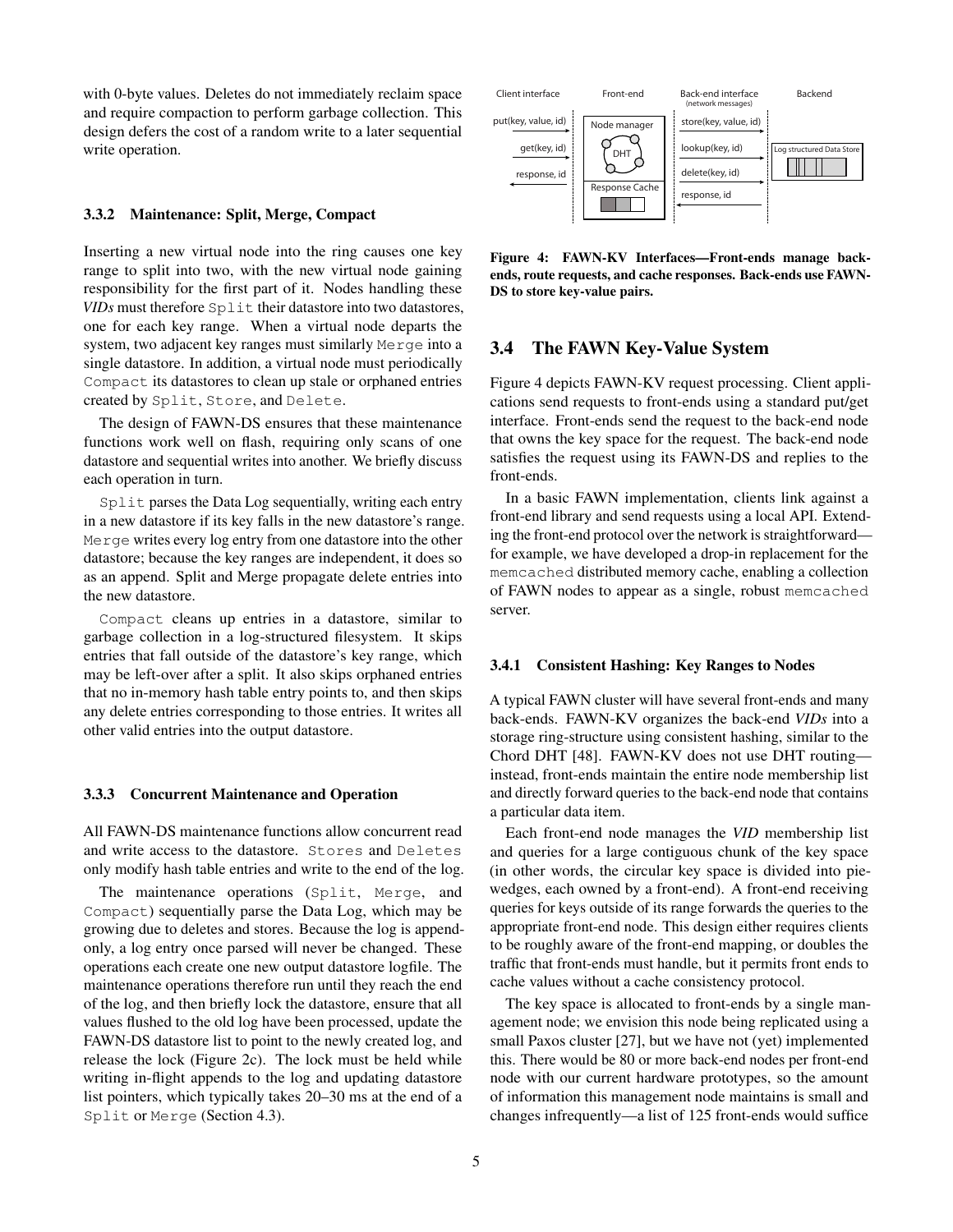with 0-byte values. Deletes do not immediately reclaim space and require compaction to perform garbage collection. This design defers the cost of a random write to a later sequential write operation.

### 3.3.2 Maintenance: Split, Merge, Compact

Inserting a new virtual node into the ring causes one key range to split into two, with the new virtual node gaining responsibility for the first part of it. Nodes handling these *VIDs* must therefore `Split` their datastore into two datastores, one for each key range. When a virtual node departs the system, two adjacent key ranges must similarly `Merge` into a single datastore. In addition, a virtual node must periodically `Compact` its datastores to clean up stale or orphaned entries created by `Split`, `Store`, and `Delete`.

The design of FAWN-DS ensures that these maintenance functions work well on flash, requiring only scans of one datastore and sequential writes into another. We briefly discuss each operation in turn.

`Split` parses the Data Log sequentially, writing each entry in a new datastore if its key falls in the new datastore's range. `Merge` writes every log entry from one datastore into the other datastore; because the key ranges are independent, it does so as an append. Split and Merge propagate delete entries into the new datastore.

`Compact` cleans up entries in a datastore, similar to garbage collection in a log-structured filesystem. It skips entries that fall outside of the datastore's key range, which may be left-over after a split. It also skips orphaned entries that no in-memory hash table entry points to, and then skips any delete entries corresponding to those entries. It writes all other valid entries into the output datastore.

### 3.3.3 Concurrent Maintenance and Operation

All FAWN-DS maintenance functions allow concurrent read and write access to the datastore. `Stores` and `Deletes` only modify hash table entries and write to the end of the log.

The maintenance operations (`Split`, `Merge`, and `Compact`) sequentially parse the Data Log, which may be growing due to deletes and stores. Because the log is append-only, a log entry once parsed will never be changed. These operations each create one new output datastore logfile. The maintenance operations therefore run until they reach the end of the log, and then briefly lock the datastore, ensure that all values flushed to the old log have been processed, update the FAWN-DS datastore list to point to the newly created log, and release the lock (Figure 2c). The lock must be held while writing in-flight appends to the log and updating datastore list pointers, which typically takes 20–30 ms at the end of a `Split` or `Merge` (Section 4.3).

**Figure 4: FAWN-KV Interfaces—Front-ends manage back-ends, route requests, and cache responses. Back-ends use FAWN-DS to store key-value pairs.**

## 3.4 The FAWN Key-Value System

Figure 4 depicts FAWN-KV request processing. Client applications send requests to front-ends using a standard put/get interface. Front-ends send the request to the back-end node that owns the key space for the request. The back-end node satisfies the request using its FAWN-DS and replies to the front-ends.

In a basic FAWN implementation, clients link against a front-end library and send requests using a local API. Extending the front-end protocol over the network is straightforward—for example, we have developed a drop-in replacement for the `memcached` distributed memory cache, enabling a collection of FAWN nodes to appear as a single, robust `memcached` server.

### 3.4.1 Consistent Hashing: Key Ranges to Nodes

A typical FAWN cluster will have several front-ends and many back-ends. FAWN-KV organizes the back-end *VIDs* into a storage ring-structure using consistent hashing, similar to the Chord DHT [48]. FAWN-KV does not use DHT routing—instead, front-ends maintain the entire node membership list and directly forward queries to the back-end node that contains a particular data item.

Each front-end node manages the *VID* membership list and queries for a large contiguous chunk of the key space (in other words, the circular key space is divided into pie-wedges, each owned by a front-end). A front-end receiving queries for keys outside of its range forwards the queries to the appropriate front-end node. This design either requires clients to be roughly aware of the front-end mapping, or doubles the traffic that front-ends must handle, but it permits front ends to cache values without a cache consistency protocol.

The key space is allocated to front-ends by a single management node; we envision this node being replicated using a small Paxos cluster [27], but we have not (yet) implemented this. There would be 80 or more back-end nodes per front-end node with our current hardware prototypes, so the amount of information this management node maintains is small and changes infrequently—a list of 125 front-ends would suffice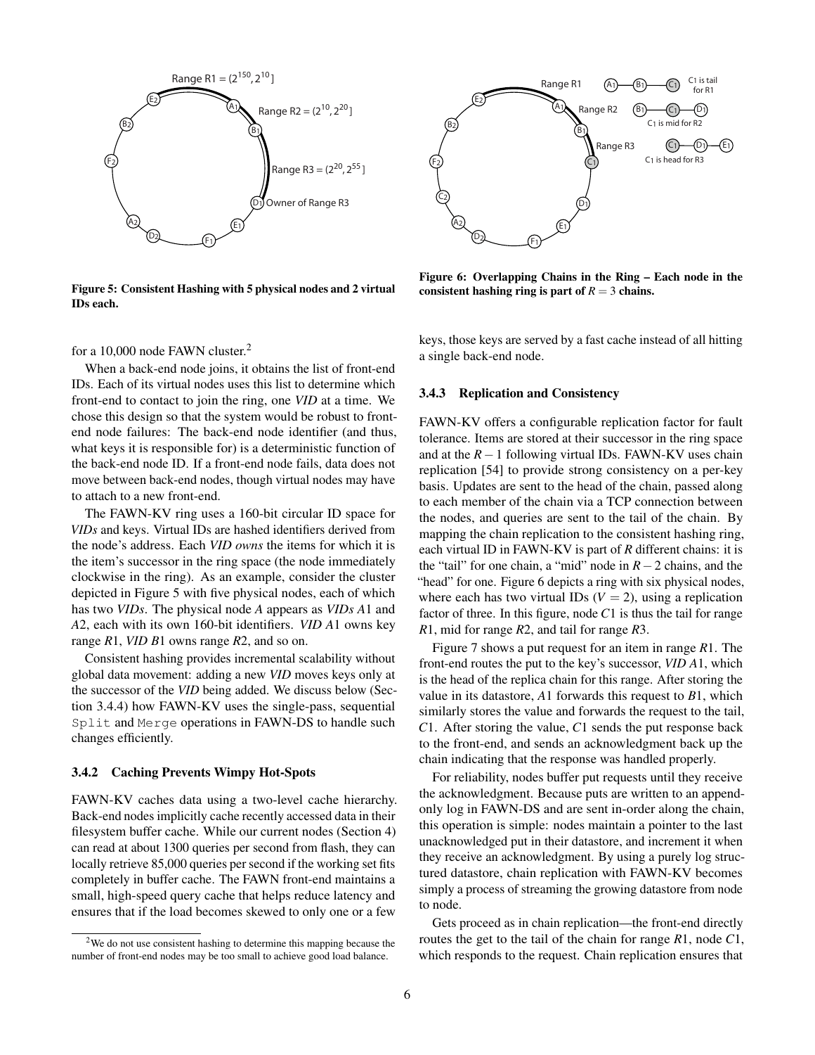Figure 5: Consistent Hashing with 5 physical nodes and 2 virtual IDs each.

Figure 6: Overlapping Chains in the Ring – Each node in the consistent hashing ring is part of $R = 3$ chains.

for a 10,000 node FAWN cluster.[2]

When a back-end node joins, it obtains the list of front-end IDs. Each of its virtual nodes uses this list to determine which front-end to contact to join the ring, one *VID* at a time. We chose this design so that the system would be robust to front-end node failures: The back-end node identifier (and thus, what keys it is responsible for) is a deterministic function of the back-end node ID. If a front-end node fails, data does not move between back-end nodes, though virtual nodes may have to attach to a new front-end.

The FAWN-KV ring uses a 160-bit circular ID space for *VIDs* and keys. Virtual IDs are hashed identifiers derived from the node's address. Each *VID owns* the items for which it is the item's successor in the ring space (the node immediately clockwise in the ring). As an example, consider the cluster depicted in Figure 5 with five physical nodes, each of which has two *VIDs*. The physical node $A$ appears as *VIDs* $A1$ and $A2$, each with its own 160-bit identifiers. *VID* $A1$ owns key range $R1$, *VID* $B1$ owns range $R2$, and so on.

Consistent hashing provides incremental scalability without global data movement: adding a new *VID* moves keys only at the successor of the *VID* being added. We discuss below (Section 3.4.4) how FAWN-KV uses the single-pass, sequential `Split` and `Merge` operations in FAWN-DS to handle such changes efficiently.

### 3.4.2 Caching Prevents Wimpy Hot-Spots

FAWN-KV caches data using a two-level cache hierarchy. Back-end nodes implicitly cache recently accessed data in their filesystem buffer cache. While our current nodes (Section 4) can read at about 1300 queries per second from flash, they can locally retrieve 85,000 queries per second if the working set fits completely in buffer cache. The FAWN front-end maintains a small, high-speed query cache that helps reduce latency and ensures that if the load becomes skewed to only one or a few keys, those keys are served by a fast cache instead of all hitting a single back-end node.

[2] We do not use consistent hashing to determine this mapping because the number of front-end nodes may be too small to achieve good load balance.

### 3.4.3 Replication and Consistency

FAWN-KV offers a configurable replication factor for fault tolerance. Items are stored at their successor in the ring space and at the $R-1$ following virtual IDs. FAWN-KV uses chain replication [54] to provide strong consistency on a per-key basis. Updates are sent to the head of the chain, passed along to each member of the chain via a TCP connection between the nodes, and queries are sent to the tail of the chain. By mapping the chain replication to the consistent hashing ring, each virtual ID in FAWN-KV is part of $R$ different chains: it is the "tail" for one chain, a "mid" node in $R-2$ chains, and the "head" for one. Figure 6 depicts a ring with six physical nodes, where each has two virtual IDs ($V = 2$), using a replication factor of three. In this figure, node $C1$ is thus the tail for range $R1$, mid for range $R2$, and tail for range $R3$.

Figure 7 shows a put request for an item in range $R1$. The front-end routes the put to the key's successor, *VID* $A1$, which is the head of the replica chain for this range. After storing the value in its datastore, $A1$ forwards this request to $B1$, which similarly stores the value and forwards the request to the tail, $C1$. After storing the value, $C1$ sends the put response back to the front-end, and sends an acknowledgment back up the chain indicating that the response was handled properly.

For reliability, nodes buffer put requests until they receive the acknowledgment. Because puts are written to an append-only log in FAWN-DS and are sent in-order along the chain, this operation is simple: nodes maintain a pointer to the last unacknowledged put in their datastore, and increment it when they receive an acknowledgment. By using a purely log structured datastore, chain replication with FAWN-KV becomes simply a process of streaming the growing datastore from node to node.

Gets proceed as in chain replication—the front-end directly routes the get to the tail of the chain for range $R1$, node $C1$, which responds to the request. Chain replication ensures that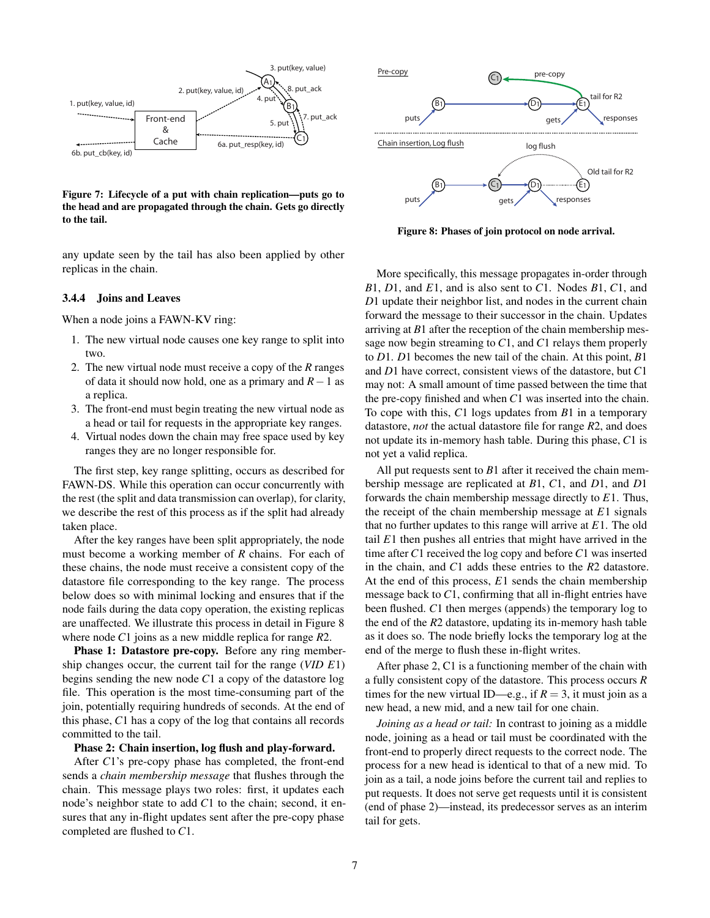Figure 7: Lifecycle of a put with chain replication—puts go to the head and are propagated through the chain. Gets go directly to the tail.

any update seen by the tail has also been applied by other replicas in the chain.

#### 3.4.4 Joins and Leaves

When a node joins a FAWN-KV ring:

1. The new virtual node causes one key range to split into two.
2. The new virtual node must receive a copy of the $R$ ranges of data it should now hold, one as a primary and $R-1$ as a replica.
3. The front-end must begin treating the new virtual node as a head or tail for requests in the appropriate key ranges.
4. Virtual nodes down the chain may free space used by key ranges they are no longer responsible for.

The first step, key range splitting, occurs as described for FAWN-DS. While this operation can occur concurrently with the rest (the split and data transmission can overlap), for clarity, we describe the rest of this process as if the split had already taken place.

After the key ranges have been split appropriately, the node must become a working member of $R$ chains. For each of these chains, the node must receive a consistent copy of the datastore file corresponding to the key range. The process below does so with minimal locking and ensures that if the node fails during the data copy operation, the existing replicas are unaffected. We illustrate this process in detail in Figure 8 where node $C1$ joins as a new middle replica for range $R2$.

**Phase 1: Datastore pre-copy.** Before any ring membership changes occur, the current tail for the range (*VID* $E1$) begins sending the new node $C1$ a copy of the datastore log file. This operation is the most time-consuming part of the join, potentially requiring hundreds of seconds. At the end of this phase, $C1$ has a copy of the log that contains all records committed to the tail.

**Phase 2: Chain insertion, log flush and play-forward.** After $C1$'s pre-copy phase has completed, the front-end sends a *chain membership message* that flushes through the chain. This message plays two roles: first, it updates each node's neighbor state to add $C1$ to the chain; second, it ensures that any in-flight updates sent after the pre-copy phase completed are flushed to $C1$.

Figure 8: Phases of join protocol on node arrival.

More specifically, this message propagates in-order through $B1$, $D1$, and $E1$, and is also sent to $C1$. Nodes $B1$, $C1$, and $D1$ update their neighbor list, and nodes in the current chain forward the message to their successor in the chain. Updates arriving at $B1$ after the reception of the chain membership message now begin streaming to $C1$, and $C1$ relays them properly to $D1$. $D1$ becomes the new tail of the chain. At this point, $B1$ and $D1$ have correct, consistent views of the datastore, but $C1$ may not: A small amount of time passed between the time that the pre-copy finished and when $C1$ was inserted into the chain. To cope with this, $C1$ logs updates from $B1$ in a temporary datastore, *not* the actual datastore file for range $R2$, and does not update its in-memory hash table. During this phase, $C1$ is not yet a valid replica.

All put requests sent to $B1$ after it received the chain membership message are replicated at $B1$, $C1$, and $D1$, and $D1$ forwards the chain membership message directly to $E1$. Thus, the receipt of the chain membership message at $E1$ signals that no further updates to this range will arrive at $E1$. The old tail $E1$ then pushes all entries that might have arrived in the time after $C1$ received the log copy and before $C1$ was inserted in the chain, and $C1$ adds these entries to the $R2$ datastore. At the end of this process, $E1$ sends the chain membership message back to $C1$, confirming that all in-flight entries have been flushed. $C1$ then merges (appends) the temporary log to the end of the $R2$ datastore, updating its in-memory hash table as it does so. The node briefly locks the temporary log at the end of the merge to flush these in-flight writes.

After phase 2, C1 is a functioning member of the chain with a fully consistent copy of the datastore. This process occurs $R$ times for the new virtual ID—e.g., if $R=3$, it must join as a new head, a new mid, and a new tail for one chain.

*Joining as a head or tail:* In contrast to joining as a middle node, joining as a head or tail must be coordinated with the front-end to properly direct requests to the correct node. The process for a new head is identical to that of a new mid. To join as a tail, a node joins before the current tail and replies to put requests. It does not serve get requests until it is consistent (end of phase 2)—instead, its predecessor serves as an interim tail for gets.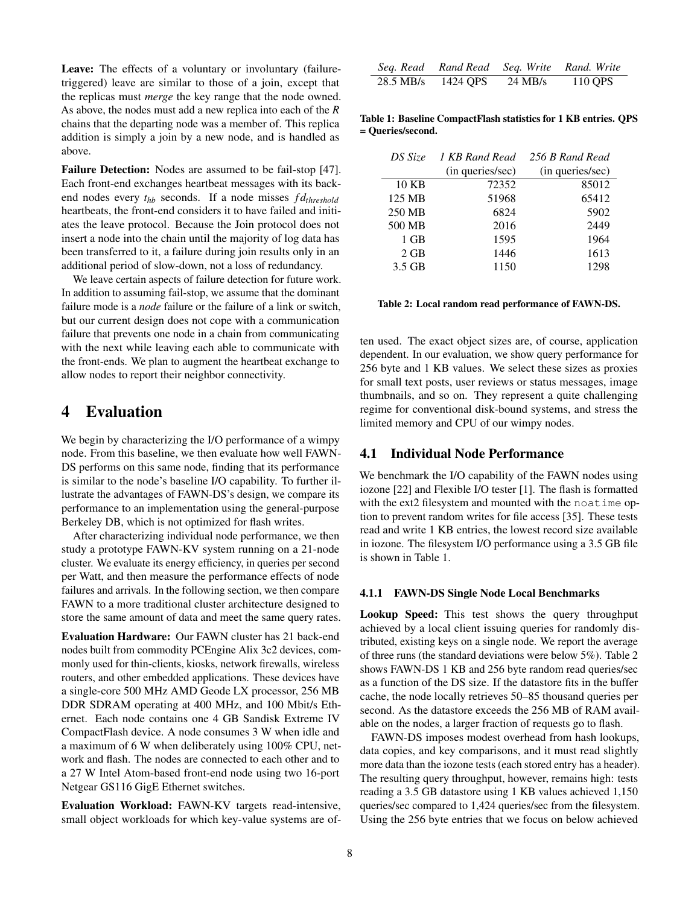**Leave:** The effects of a voluntary or involuntary (failure-triggered) leave are similar to those of a join, except that the replicas must *merge* the key range that the node owned. As above, the nodes must add a new replica into each of the *R* chains that the departing node was a member of. This replica addition is simply a join by a new node, and is handled as above.

**Failure Detection:** Nodes are assumed to be fail-stop [47]. Each front-end exchanges heartbeat messages with its back-end nodes every $t_{hb}$ seconds. If a node misses $fd_{threshold}$ heartbeats, the front-end considers it to have failed and initiates the leave protocol. Because the Join protocol does not insert a node into the chain until the majority of log data has been transferred to it, a failure during join results only in an additional period of slow-down, not a loss of redundancy.

We leave certain aspects of failure detection for future work. In addition to assuming fail-stop, we assume that the dominant failure mode is a *node* failure or the failure of a link or switch, but our current design does not cope with a communication failure that prevents one node in a chain from communicating with the next while leaving each able to communicate with the front-ends. We plan to augment the heartbeat exchange to allow nodes to report their neighbor connectivity.

# 4 Evaluation

We begin by characterizing the I/O performance of a wimpy node. From this baseline, we then evaluate how well FAWN-DS performs on this same node, finding that its performance is similar to the node's baseline I/O capability. To further illustrate the advantages of FAWN-DS's design, we compare its performance to an implementation using the general-purpose Berkeley DB, which is not optimized for flash writes.

After characterizing individual node performance, we then study a prototype FAWN-KV system running on a 21-node cluster. We evaluate its energy efficiency, in queries per second per Watt, and then measure the performance effects of node failures and arrivals. In the following section, we then compare FAWN to a more traditional cluster architecture designed to store the same amount of data and meet the same query rates.

**Evaluation Hardware:** Our FAWN cluster has 21 back-end nodes built from commodity PCEngine Alix 3c2 devices, commonly used for thin-clients, kiosks, network firewalls, wireless routers, and other embedded applications. These devices have a single-core 500 MHz AMD Geode LX processor, 256 MB DDR SDRAM operating at 400 MHz, and 100 Mbit/s Ethernet. Each node contains one 4 GB Sandisk Extreme IV CompactFlash device. A node consumes 3 W when idle and a maximum of 6 W when deliberately using 100% CPU, network and flash. The nodes are connected to each other and to a 27 W Intel Atom-based front-end node using two 16-port Netgear GS116 GigE Ethernet switches.

**Evaluation Workload:** FAWN-KV targets read-intensive, small object workloads for which key-value systems are often used. The exact object sizes are, of course, application dependent. In our evaluation, we show query performance for 256 byte and 1 KB values. We select these sizes as proxies for small text posts, user reviews or status messages, image thumbnails, and so on. They represent a quite challenging regime for conventional disk-bound systems, and stress the limited memory and CPU of our wimpy nodes.

| *Seq. Read* | *Rand Read* | *Seq. Write* | *Rand. Write* |
|---|---|---|---|
| 28.5 MB/s | 1424 QPS | 24 MB/s | 110 QPS |

**Table 1: Baseline CompactFlash statistics for 1 KB entries. QPS = Queries/second.**

| *DS Size* | *1 KB Rand Read* (in queries/sec) | *256 B Rand Read* (in queries/sec) |
|---|---|---|
| 10 KB | 72352 | 85012 |
| 125 MB | 51968 | 65412 |
| 250 MB | 6824 | 5902 |
| 500 MB | 2016 | 2449 |
| 1 GB | 1595 | 1964 |
| 2 GB | 1446 | 1613 |
| 3.5 GB | 1150 | 1298 |

**Table 2: Local random read performance of FAWN-DS.**

## 4.1 Individual Node Performance

We benchmark the I/O capability of the FAWN nodes using iozone [22] and Flexible I/O tester [1]. The flash is formatted with the ext2 filesystem and mounted with the `noatime` option to prevent random writes for file access [35]. These tests read and write 1 KB entries, the lowest record size available in iozone. The filesystem I/O performance using a 3.5 GB file is shown in Table 1.

### 4.1.1 FAWN-DS Single Node Local Benchmarks

**Lookup Speed:** This test shows the query throughput achieved by a local client issuing queries for randomly distributed, existing keys on a single node. We report the average of three runs (the standard deviations were below 5%). Table 2 shows FAWN-DS 1 KB and 256 byte random read queries/sec as a function of the DS size. If the datastore fits in the buffer cache, the node locally retrieves 50–85 thousand queries per second. As the datastore exceeds the 256 MB of RAM available on the nodes, a larger fraction of requests go to flash.

FAWN-DS imposes modest overhead from hash lookups, data copies, and key comparisons, and it must read slightly more data than the iozone tests (each stored entry has a header). The resulting query throughput, however, remains high: tests reading a 3.5 GB datastore using 1 KB values achieved 1,150 queries/sec compared to 1,424 queries/sec from the filesystem. Using the 256 byte entries that we focus on below achieved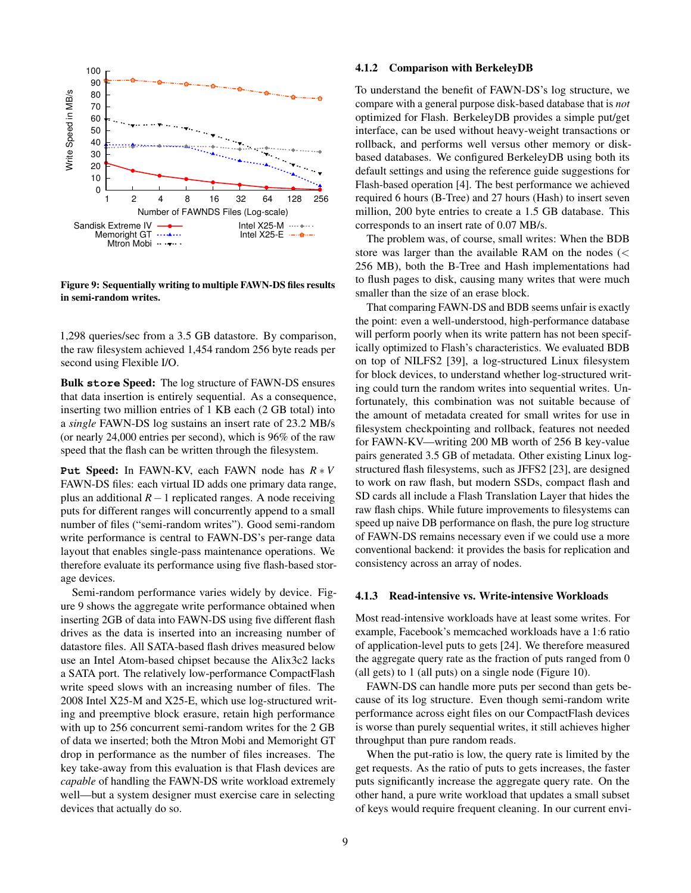Figure 9: Sequentially writing to multiple FAWN-DS files results in semi-random writes.

1,298 queries/sec from a 3.5 GB datastore. By comparison, the raw filesystem achieved 1,454 random 256 byte reads per second using Flexible I/O.

**Bulk `store` Speed:** The log structure of FAWN-DS ensures that data insertion is entirely sequential. As a consequence, inserting two million entries of 1 KB each (2 GB total) into a *single* FAWN-DS log sustains an insert rate of 23.2 MB/s (or nearly 24,000 entries per second), which is 96% of the raw speed that the flash can be written through the filesystem.

**`Put` Speed:** In FAWN-KV, each FAWN node has $R * V$ FAWN-DS files: each virtual ID adds one primary data range, plus an additional $R - 1$ replicated ranges. A node receiving puts for different ranges will concurrently append to a small number of files ("semi-random writes"). Good semi-random write performance is central to FAWN-DS's per-range data layout that enables single-pass maintenance operations. We therefore evaluate its performance using five flash-based storage devices.

Semi-random performance varies widely by device. Figure 9 shows the aggregate write performance obtained when inserting 2GB of data into FAWN-DS using five different flash drives as the data is inserted into an increasing number of datastore files. All SATA-based flash drives measured below use an Intel Atom-based chipset because the Alix3c2 lacks a SATA port. The relatively low-performance CompactFlash write speed slows with an increasing number of files. The 2008 Intel X25-M and X25-E, which use log-structured writing and preemptive block erasure, retain high performance with up to 256 concurrent semi-random writes for the 2 GB of data we inserted; both the Mtron Mobi and Memoright GT drop in performance as the number of files increases. The key take-away from this evaluation is that Flash devices are *capable* of handling the FAWN-DS write workload extremely well—but a system designer must exercise care in selecting devices that actually do so.

#### 4.1.2 Comparison with BerkeleyDB

To understand the benefit of FAWN-DS's log structure, we compare with a general purpose disk-based database that is *not* optimized for Flash. BerkeleyDB provides a simple put/get interface, can be used without heavy-weight transactions or rollback, and performs well versus other memory or disk-based databases. We configured BerkeleyDB using both its default settings and using the reference guide suggestions for Flash-based operation [4]. The best performance we achieved required 6 hours (B-Tree) and 27 hours (Hash) to insert seven million, 200 byte entries to create a 1.5 GB database. This corresponds to an insert rate of 0.07 MB/s.

The problem was, of course, small writes: When the BDB store was larger than the available RAM on the nodes (< 256 MB), both the B-Tree and Hash implementations had to flush pages to disk, causing many writes that were much smaller than the size of an erase block.

That comparing FAWN-DS and BDB seems unfair is exactly the point: even a well-understood, high-performance database will perform poorly when its write pattern has not been specifically optimized to Flash's characteristics. We evaluated BDB on top of NILFS2 [39], a log-structured Linux filesystem for block devices, to understand whether log-structured writing could turn the random writes into sequential writes. Unfortunately, this combination was not suitable because of the amount of metadata created for small writes for use in filesystem checkpointing and rollback, features not needed for FAWN-KV—writing 200 MB worth of 256 B key-value pairs generated 3.5 GB of metadata. Other existing Linux log-structured flash filesystems, such as JFFS2 [23], are designed to work on raw flash, but modern SSDs, compact flash and SD cards all include a Flash Translation Layer that hides the raw flash chips. While future improvements to filesystems can speed up naive DB performance on flash, the pure log structure of FAWN-DS remains necessary even if we could use a more conventional backend: it provides the basis for replication and consistency across an array of nodes.

#### 4.1.3 Read-intensive vs. Write-intensive Workloads

Most read-intensive workloads have at least some writes. For example, Facebook's memcached workloads have a 1:6 ratio of application-level puts to gets [24]. We therefore measured the aggregate query rate as the fraction of puts ranged from 0 (all gets) to 1 (all puts) on a single node (Figure 10).

FAWN-DS can handle more puts per second than gets because of its log structure. Even though semi-random write performance across eight files on our CompactFlash devices is worse than purely sequential writes, it still achieves higher throughput than pure random reads.

When the put-ratio is low, the query rate is limited by the get requests. As the ratio of puts to gets increases, the faster puts significantly increase the aggregate query rate. On the other hand, a pure write workload that updates a small subset of keys would require frequent cleaning. In our current envi-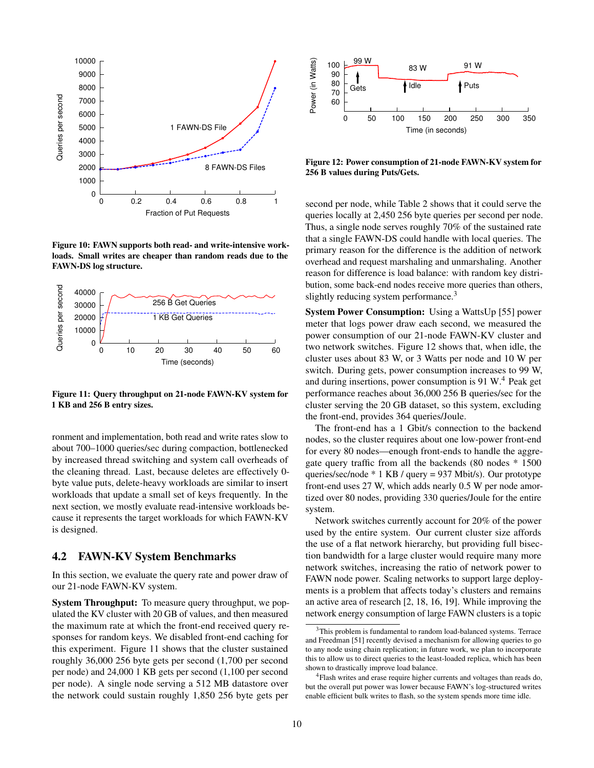Figure 10: FAWN supports both read- and write-intensive workloads. Small writes are cheaper than random reads due to the FAWN-DS log structure.

Figure 11: Query throughput on 21-node FAWN-KV system for 1 KB and 256 B entry sizes.

ronment and implementation, both read and write rates slow to about 700–1000 queries/sec during compaction, bottlenecked by increased thread switching and system call overheads of the cleaning thread. Last, because deletes are effectively 0-byte value puts, delete-heavy workloads are similar to insert workloads that update a small set of keys frequently. In the next section, we mostly evaluate read-intensive workloads because it represents the target workloads for which FAWN-KV is designed.

## 4.2 FAWN-KV System Benchmarks

In this section, we evaluate the query rate and power draw of our 21-node FAWN-KV system.

**System Throughput:** To measure query throughput, we populated the KV cluster with 20 GB of values, and then measured the maximum rate at which the front-end received query responses for random keys. We disabled front-end caching for this experiment. Figure 11 shows that the cluster sustained roughly 36,000 256 byte gets per second (1,700 per second per node) and 24,000 1 KB gets per second (1,100 per second per node). A single node serving a 512 MB datastore over the network could sustain roughly 1,850 256 byte gets per second per node, while Table 2 shows that it could serve the queries locally at 2,450 256 byte queries per second per node. Thus, a single node serves roughly 70% of the sustained rate that a single FAWN-DS could handle with local queries. The primary reason for the difference is the addition of network overhead and request marshaling and unmarshaling. Another reason for difference is load balance: with random key distribution, some back-end nodes receive more queries than others, slightly reducing system performance.[3]

**System Power Consumption:** Using a WattsUp [55] power meter that logs power draw each second, we measured the power consumption of our 21-node FAWN-KV cluster and two network switches. Figure 12 shows that, when idle, the cluster uses about 83 W, or 3 Watts per node and 10 W per switch. During gets, power consumption increases to 99 W, and during insertions, power consumption is 91 W.[4] Peak get performance reaches about 36,000 256 B queries/sec for the cluster serving the 20 GB dataset, so this system, excluding the front-end, provides 364 queries/Joule.

Figure 12: Power consumption of 21-node FAWN-KV system for 256 B values during Puts/Gets.

The front-end has a 1 Gbit/s connection to the backend nodes, so the cluster requires about one low-power front-end for every 80 nodes—enough front-ends to handle the aggregate query traffic from all the backends (80 nodes * 1500 queries/sec/node * 1 KB / query = 937 Mbit/s). Our prototype front-end uses 27 W, which adds nearly 0.5 W per node amortized over 80 nodes, providing 330 queries/Joule for the entire system.

Network switches currently account for 20% of the power used by the entire system. Our current cluster size affords the use of a flat network hierarchy, but providing full bisection bandwidth for a large cluster would require many more network switches, increasing the ratio of network power to FAWN node power. Scaling networks to support large deployments is a problem that affects today's clusters and remains an active area of research [2, 18, 16, 19]. While improving the network energy consumption of large FAWN clusters is a topic

[3] This problem is fundamental to random load-balanced systems. Terrace and Freedman [51] recently devised a mechanism for allowing queries to go to any node using chain replication; in future work, we plan to incorporate this to allow us to direct queries to the least-loaded replica, which has been shown to drastically improve load balance.

[4] Flash writes and erase require higher currents and voltages than reads do, but the overall put power was lower because FAWN's log-structured writes enable efficient bulk writes to flash, so the system spends more time idle.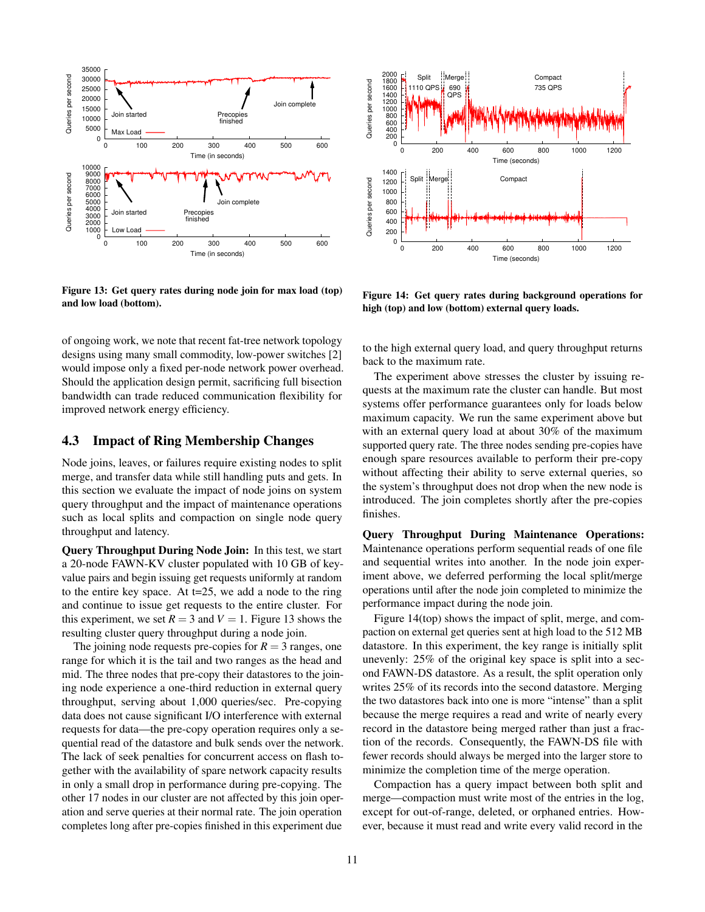Figure 13: Get query rates during node join for max load (top) and low load (bottom).

Figure 14: Get query rates during background operations for high (top) and low (bottom) external query loads.

of ongoing work, we note that recent fat-tree network topology designs using many small commodity, low-power switches [2] would impose only a fixed per-node network power overhead. Should the application design permit, sacrificing full bisection bandwidth can trade reduced communication flexibility for improved network energy efficiency.

## 4.3 Impact of Ring Membership Changes

Node joins, leaves, or failures require existing nodes to split merge, and transfer data while still handling puts and gets. In this section we evaluate the impact of node joins on system query throughput and the impact of maintenance operations such as local splits and compaction on single node query throughput and latency.

**Query Throughput During Node Join:** In this test, we start a 20-node FAWN-KV cluster populated with 10 GB of key-value pairs and begin issuing get requests uniformly at random to the entire key space. At t=25, we add a node to the ring and continue to issue get requests to the entire cluster. For this experiment, we set $R = 3$ and $V = 1$. Figure 13 shows the resulting cluster query throughput during a node join.

The joining node requests pre-copies for $R = 3$ ranges, one range for which it is the tail and two ranges as the head and mid. The three nodes that pre-copy their datastores to the joining node experience a one-third reduction in external query throughput, serving about 1,000 queries/sec. Pre-copying data does not cause significant I/O interference with external requests for data—the pre-copy operation requires only a sequential read of the datastore and bulk sends over the network. The lack of seek penalties for concurrent access on flash together with the availability of spare network capacity results in only a small drop in performance during pre-copying. The other 17 nodes in our cluster are not affected by this join operation and serve queries at their normal rate. The join operation completes long after pre-copies finished in this experiment due to the high external query load, and query throughput returns back to the maximum rate.

The experiment above stresses the cluster by issuing requests at the maximum rate the cluster can handle. But most systems offer performance guarantees only for loads below maximum capacity. We run the same experiment above but with an external query load at about 30% of the maximum supported query rate. The three nodes sending pre-copies have enough spare resources available to perform their pre-copy without affecting their ability to serve external queries, so the system's throughput does not drop when the new node is introduced. The join completes shortly after the pre-copies finishes.

**Query Throughput During Maintenance Operations:** Maintenance operations perform sequential reads of one file and sequential writes into another. In the node join experiment above, we deferred performing the local split/merge operations until after the node join completed to minimize the performance impact during the node join.

Figure 14(top) shows the impact of split, merge, and compaction on external get queries sent at high load to the 512 MB datastore. In this experiment, the key range is initially split unevenly: 25% of the original key space is split into a second FAWN-DS datastore. As a result, the split operation only writes 25% of its records into the second datastore. Merging the two datastores back into one is more "intense" than a split because the merge requires a read and write of nearly every record in the datastore being merged rather than just a fraction of the records. Consequently, the FAWN-DS file with fewer records should always be merged into the larger store to minimize the completion time of the merge operation.

Compaction has a query impact between both split and merge—compaction must write most of the entries in the log, except for out-of-range, deleted, or orphaned entries. However, because it must read and write every valid record in the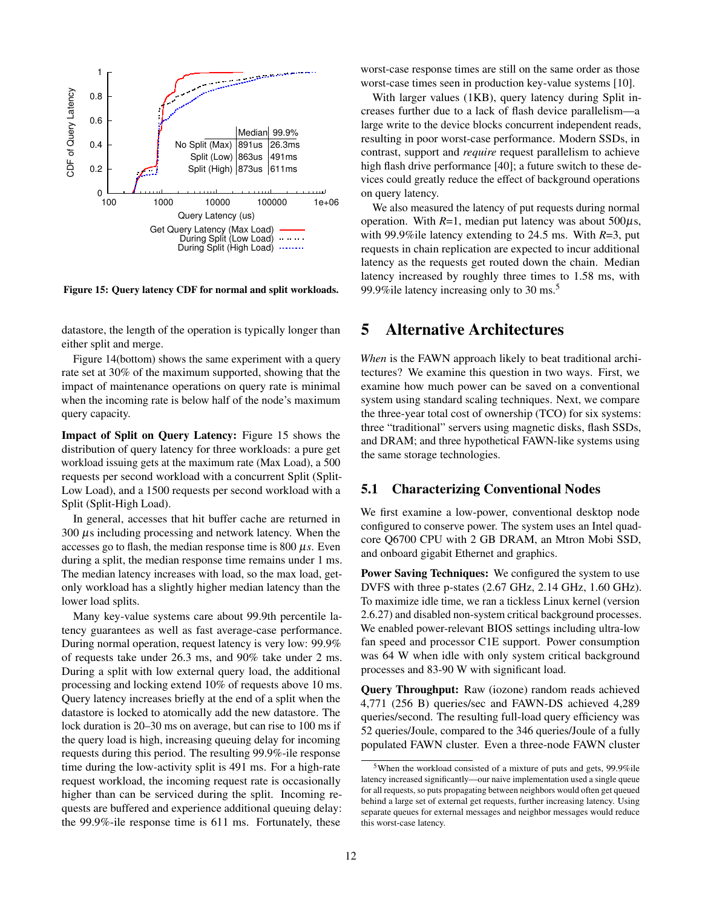Figure 15: Query latency CDF for normal and split workloads.

datastore, the length of the operation is typically longer than either split and merge.

Figure 14(bottom) shows the same experiment with a query rate set at 30% of the maximum supported, showing that the impact of maintenance operations on query rate is minimal when the incoming rate is below half of the node's maximum query capacity.

**Impact of Split on Query Latency:** Figure 15 shows the distribution of query latency for three workloads: a pure get workload issuing gets at the maximum rate (Max Load), a 500 requests per second workload with a concurrent Split (Split-Low Load), and a 1500 requests per second workload with a Split (Split-High Load).

In general, accesses that hit buffer cache are returned in 300 $\mu$s including processing and network latency. When the accesses go to flash, the median response time is 800 $\mu s$. Even during a split, the median response time remains under 1 ms. The median latency increases with load, so the max load, get-only workload has a slightly higher median latency than the lower load splits.

Many key-value systems care about 99.9th percentile latency guarantees as well as fast average-case performance. During normal operation, request latency is very low: 99.9% of requests take under 26.3 ms, and 90% take under 2 ms. During a split with low external query load, the additional processing and locking extend 10% of requests above 10 ms. Query latency increases briefly at the end of a split when the datastore is locked to atomically add the new datastore. The lock duration is 20–30 ms on average, but can rise to 100 ms if the query load is high, increasing queuing delay for incoming requests during this period. The resulting 99.9%-ile response time during the low-activity split is 491 ms. For a high-rate request workload, the incoming request rate is occasionally higher than can be serviced during the split. Incoming requests are buffered and experience additional queuing delay: the 99.9%-ile response time is 611 ms. Fortunately, these worst-case response times are still on the same order as those worst-case times seen in production key-value systems [10].

With larger values (1KB), query latency during Split increases further due to a lack of flash device parallelism—a large write to the device blocks concurrent independent reads, resulting in poor worst-case performance. Modern SSDs, in contrast, support and *require* request parallelism to achieve high flash drive performance [40]; a future switch to these devices could greatly reduce the effect of background operations on query latency.

We also measured the latency of put requests during normal operation. With *R*=1, median put latency was about 500$\mu$s, with 99.9%ile latency extending to 24.5 ms. With *R*=3, put requests in chain replication are expected to incur additional latency as the requests get routed down the chain. Median latency increased by roughly three times to 1.58 ms, with 99.9%ile latency increasing only to 30 ms.[5]

## 5 Alternative Architectures

*When* is the FAWN approach likely to beat traditional architectures? We examine this question in two ways. First, we examine how much power can be saved on a conventional system using standard scaling techniques. Next, we compare the three-year total cost of ownership (TCO) for six systems: three "traditional" servers using magnetic disks, flash SSDs, and DRAM; and three hypothetical FAWN-like systems using the same storage technologies.

### 5.1 Characterizing Conventional Nodes

We first examine a low-power, conventional desktop node configured to conserve power. The system uses an Intel quad-core Q6700 CPU with 2 GB DRAM, an Mtron Mobi SSD, and onboard gigabit Ethernet and graphics.

**Power Saving Techniques:** We configured the system to use DVFS with three p-states (2.67 GHz, 2.14 GHz, 1.60 GHz). To maximize idle time, we ran a tickless Linux kernel (version 2.6.27) and disabled non-system critical background processes. We enabled power-relevant BIOS settings including ultra-low fan speed and processor C1E support. Power consumption was 64 W when idle with only system critical background processes and 83-90 W with significant load.

**Query Throughput:** Raw (iozone) random reads achieved 4,771 (256 B) queries/sec and FAWN-DS achieved 4,289 queries/second. The resulting full-load query efficiency was 52 queries/Joule, compared to the 346 queries/Joule of a fully populated FAWN cluster. Even a three-node FAWN cluster

[5]When the workload consisted of a mixture of puts and gets, 99.9%ile latency increased significantly—our naive implementation used a single queue for all requests, so puts propagating between neighbors would often get queued behind a large set of external get requests, further increasing latency. Using separate queues for external messages and neighbor messages would reduce this worst-case latency.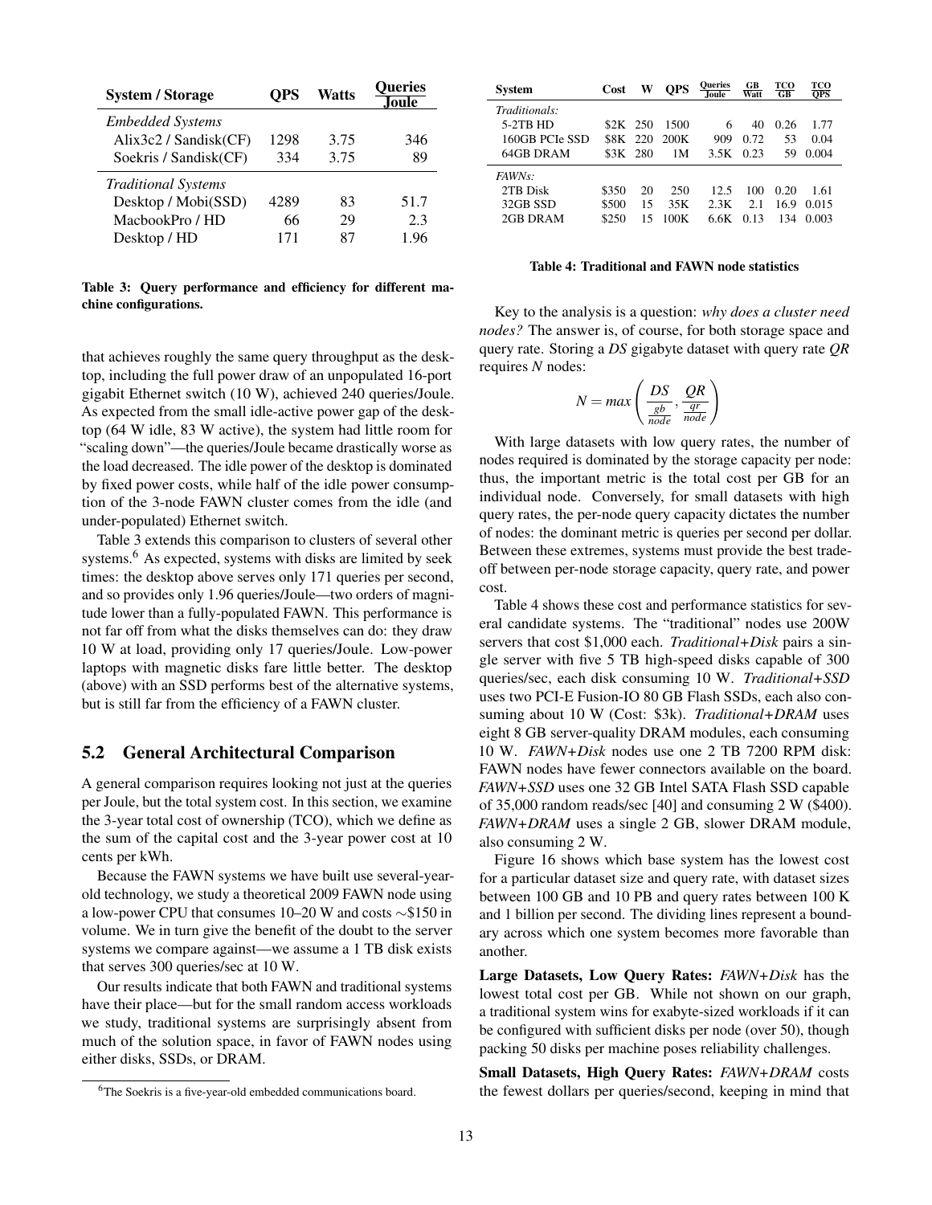| System / Storage | QPS | Watts | Queries/Joule |
|---|---|---|---|
| *Embedded Systems* | | | |
| Alix3c2 / Sandisk(CF) | 1298 | 3.75 | 346 |
| Soekris / Sandisk(CF) | 334 | 3.75 | 89 |
| *Traditional Systems* | | | |
| Desktop / Mobi(SSD) | 4289 | 83 | 51.7 |
| MacbookPro / HD | 66 | 29 | 2.3 |
| Desktop / HD | 171 | 87 | 1.96 |

**Table 3: Query performance and efficiency for different machine configurations.**

that achieves roughly the same query throughput as the desktop, including the full power draw of an unpopulated 16-port gigabit Ethernet switch (10 W), achieved 240 queries/Joule. As expected from the small idle-active power gap of the desktop (64 W idle, 83 W active), the system had little room for "scaling down"—the queries/Joule became drastically worse as the load decreased. The idle power of the desktop is dominated by fixed power costs, while half of the idle power consumption of the 3-node FAWN cluster comes from the idle (and under-populated) Ethernet switch.

Table 3 extends this comparison to clusters of several other systems.[6] As expected, systems with disks are limited by seek times: the desktop above serves only 171 queries per second, and so provides only 1.96 queries/Joule—two orders of magnitude lower than a fully-populated FAWN. This performance is not far off from what the disks themselves can do: they draw 10 W at load, providing only 17 queries/Joule. Low-power laptops with magnetic disks fare little better. The desktop (above) with an SSD performs best of the alternative systems, but is still far from the efficiency of a FAWN cluster.

## 5.2 General Architectural Comparison

A general comparison requires looking not just at the queries per Joule, but the total system cost. In this section, we examine the 3-year total cost of ownership (TCO), which we define as the sum of the capital cost and the 3-year power cost at 10 cents per kWh.

Because the FAWN systems we have built use several-year-old technology, we study a theoretical 2009 FAWN node using a low-power CPU that consumes 10–20 W and costs ~$150 in volume. We in turn give the benefit of the doubt to the server systems we compare against—we assume a 1 TB disk exists that serves 300 queries/sec at 10 W.

Our results indicate that both FAWN and traditional systems have their place—but for the small random access workloads we study, traditional systems are surprisingly absent from much of the solution space, in favor of FAWN nodes using either disks, SSDs, or DRAM.

[6] The Soekris is a five-year-old embedded communications board.

| System | Cost | W | QPS | Queries/Joule | GB/Watt | TCO/GB | TCO/QPS |
|---|---|---|---|---|---|---|---|
| *Traditionals:* | | | | | | | |
| 5-2TB HD | $2K | 250 | 1500 | 6 | 40 | 0.26 | 1.77 |
| 160GB PCIe SSD | $8K | 220 | 200K | 909 | 0.72 | 53 | 0.04 |
| 64GB DRAM | $3K | 280 | 1M | 3.5K | 0.23 | 59 | 0.004 |
| *FAWNs:* | | | | | | | |
| 2TB Disk | $350 | 20 | 250 | 12.5 | 100 | 0.20 | 1.61 |
| 32GB SSD | $500 | 15 | 35K | 2.3K | 2.1 | 16.9 | 0.015 |
| 2GB DRAM | $250 | 15 | 100K | 6.6K | 0.13 | 134 | 0.003 |

**Table 4: Traditional and FAWN node statistics**

Key to the analysis is a question: *why does a cluster need nodes?* The answer is, of course, for both storage space and query rate. Storing a *DS* gigabyte dataset with query rate *QR* requires *N* nodes:

$$N = max\left(\frac{DS}{\frac{gb}{node}}, \frac{QR}{\frac{qr}{node}}\right)$$

With large datasets with low query rates, the number of nodes required is dominated by the storage capacity per node: thus, the important metric is the total cost per GB for an individual node. Conversely, for small datasets with high query rates, the per-node query capacity dictates the number of nodes: the dominant metric is queries per second per dollar. Between these extremes, systems must provide the best trade-off between per-node storage capacity, query rate, and power cost.

Table 4 shows these cost and performance statistics for several candidate systems. The "traditional" nodes use 200W servers that cost $1,000 each. *Traditional+Disk* pairs a single server with five 5 TB high-speed disks capable of 300 queries/sec, each disk consuming 10 W. *Traditional+SSD* uses two PCI-E Fusion-IO 80 GB Flash SSDs, each also consuming about 10 W (Cost: $3k). *Traditional+DRAM* uses eight 8 GB server-quality DRAM modules, each consuming 10 W. *FAWN+Disk* nodes use one 2 TB 7200 RPM disk: FAWN nodes have fewer connectors available on the board. *FAWN+SSD* uses one 32 GB Intel SATA Flash SSD capable of 35,000 random reads/sec [40] and consuming 2 W ($400). *FAWN+DRAM* uses a single 2 GB, slower DRAM module, also consuming 2 W.

Figure 16 shows which base system has the lowest cost for a particular dataset size and query rate, with dataset sizes between 100 GB and 10 PB and query rates between 100 K and 1 billion per second. The dividing lines represent a boundary across which one system becomes more favorable than another.

**Large Datasets, Low Query Rates:** *FAWN+Disk* has the lowest total cost per GB. While not shown on our graph, a traditional system wins for exabyte-sized workloads if it can be configured with sufficient disks per node (over 50), though packing 50 disks per machine poses reliability challenges.

**Small Datasets, High Query Rates:** *FAWN+DRAM* costs the fewest dollars per queries/second, keeping in mind that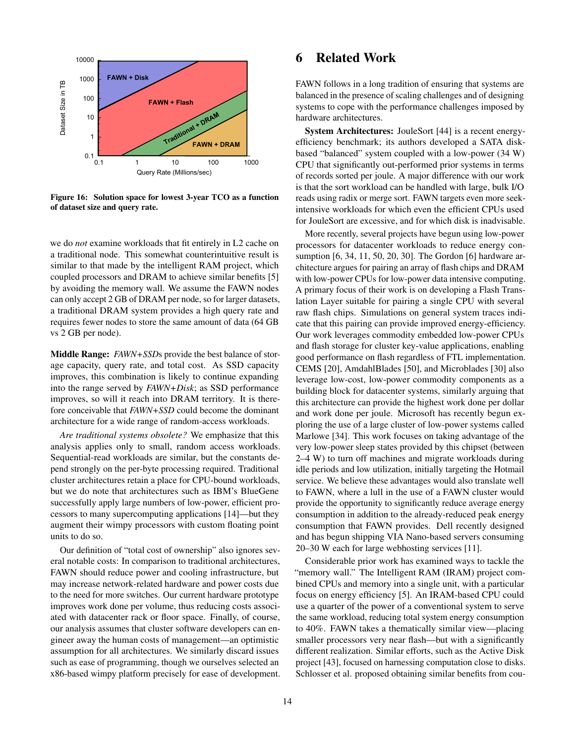**Figure 16: Solution space for lowest 3-year TCO as a function of dataset size and query rate.**

we do *not* examine workloads that fit entirely in L2 cache on a traditional node. This somewhat counterintuitive result is similar to that made by the intelligent RAM project, which coupled processors and DRAM to achieve similar benefits [5] by avoiding the memory wall. We assume the FAWN nodes can only accept 2 GB of DRAM per node, so for larger datasets, a traditional DRAM system provides a high query rate and requires fewer nodes to store the same amount of data (64 GB vs 2 GB per node).

**Middle Range:** *FAWN+SSD*s provide the best balance of storage capacity, query rate, and total cost. As SSD capacity improves, this combination is likely to continue expanding into the range served by *FAWN+Disk*; as SSD performance improves, so will it reach into DRAM territory. It is therefore conceivable that *FAWN+SSD* could become the dominant architecture for a wide range of random-access workloads.

*Are traditional systems obsolete?* We emphasize that this analysis applies only to small, random access workloads. Sequential-read workloads are similar, but the constants depend strongly on the per-byte processing required. Traditional cluster architectures retain a place for CPU-bound workloads, but we do note that architectures such as IBM's BlueGene successfully apply large numbers of low-power, efficient processors to many supercomputing applications [14]—but they augment their wimpy processors with custom floating point units to do so.

Our definition of "total cost of ownership" also ignores several notable costs: In comparison to traditional architectures, FAWN should reduce power and cooling infrastructure, but may increase network-related hardware and power costs due to the need for more switches. Our current hardware prototype improves work done per volume, thus reducing costs associated with datacenter rack or floor space. Finally, of course, our analysis assumes that cluster software developers can engineer away the human costs of management—an optimistic assumption for all architectures. We similarly discard issues such as ease of programming, though we ourselves selected an x86-based wimpy platform precisely for ease of development.

# 6 Related Work

FAWN follows in a long tradition of ensuring that systems are balanced in the presence of scaling challenges and of designing systems to cope with the performance challenges imposed by hardware architectures.

**System Architectures:** JouleSort [44] is a recent energy-efficiency benchmark; its authors developed a SATA disk-based "balanced" system coupled with a low-power (34 W) CPU that significantly out-performed prior systems in terms of records sorted per joule. A major difference with our work is that the sort workload can be handled with large, bulk I/O reads using radix or merge sort. FAWN targets even more seek-intensive workloads for which even the efficient CPUs used for JouleSort are excessive, and for which disk is inadvisable.

More recently, several projects have begun using low-power processors for datacenter workloads to reduce energy consumption [6, 34, 11, 50, 20, 30]. The Gordon [6] hardware architecture argues for pairing an array of flash chips and DRAM with low-power CPUs for low-power data intensive computing. A primary focus of their work is on developing a Flash Translation Layer suitable for pairing a single CPU with several raw flash chips. Simulations on general system traces indicate that this pairing can provide improved energy-efficiency. Our work leverages commodity embedded low-power CPUs and flash storage for cluster key-value applications, enabling good performance on flash regardless of FTL implementation. CEMS [20], AmdahlBlades [50], and Microblades [30] also leverage low-cost, low-power commodity components as a building block for datacenter systems, similarly arguing that this architecture can provide the highest work done per dollar and work done per joule. Microsoft has recently begun exploring the use of a large cluster of low-power systems called Marlowe [34]. This work focuses on taking advantage of the very low-power sleep states provided by this chipset (between 2–4 W) to turn off machines and migrate workloads during idle periods and low utilization, initially targeting the Hotmail service. We believe these advantages would also translate well to FAWN, where a lull in the use of a FAWN cluster would provide the opportunity to significantly reduce average energy consumption in addition to the already-reduced peak energy consumption that FAWN provides. Dell recently designed and has begun shipping VIA Nano-based servers consuming 20–30 W each for large webhosting services [11].

Considerable prior work has examined ways to tackle the "memory wall." The Intelligent RAM (IRAM) project combined CPUs and memory into a single unit, with a particular focus on energy efficiency [5]. An IRAM-based CPU could use a quarter of the power of a conventional system to serve the same workload, reducing total system energy consumption to 40%. FAWN takes a thematically similar view—placing smaller processors very near flash—but with a significantly different realization. Similar efforts, such as the Active Disk project [43], focused on harnessing computation close to disks. Schlosser et al. proposed obtaining similar benefits from cou-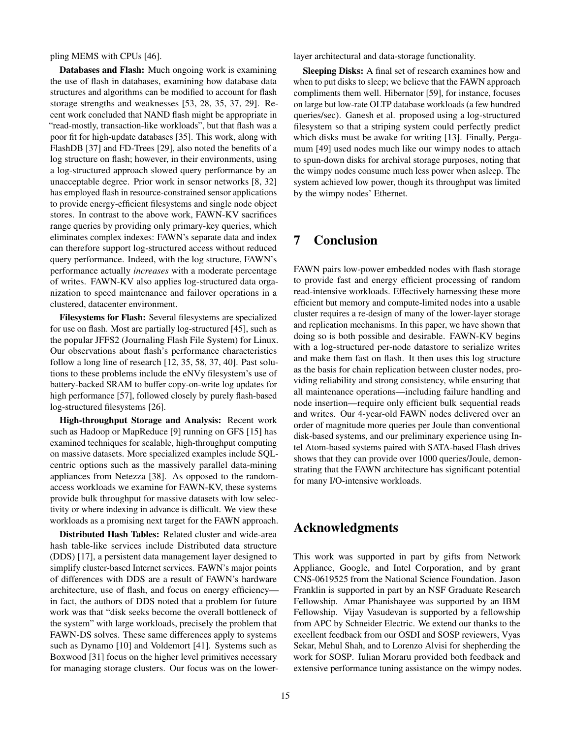pling MEMS with CPUs [46].

**Databases and Flash:** Much ongoing work is examining the use of flash in databases, examining how database data structures and algorithms can be modified to account for flash storage strengths and weaknesses [53, 28, 35, 37, 29]. Recent work concluded that NAND flash might be appropriate in "read-mostly, transaction-like workloads", but that flash was a poor fit for high-update databases [35]. This work, along with FlashDB [37] and FD-Trees [29], also noted the benefits of a log structure on flash; however, in their environments, using a log-structured approach slowed query performance by an unacceptable degree. Prior work in sensor networks [8, 32] has employed flash in resource-constrained sensor applications to provide energy-efficient filesystems and single node object stores. In contrast to the above work, FAWN-KV sacrifices range queries by providing only primary-key queries, which eliminates complex indexes: FAWN's separate data and index can therefore support log-structured access without reduced query performance. Indeed, with the log structure, FAWN's performance actually *increases* with a moderate percentage of writes. FAWN-KV also applies log-structured data organization to speed maintenance and failover operations in a clustered, datacenter environment.

**Filesystems for Flash:** Several filesystems are specialized for use on flash. Most are partially log-structured [45], such as the popular JFFS2 (Journaling Flash File System) for Linux. Our observations about flash's performance characteristics follow a long line of research [12, 35, 58, 37, 40]. Past solutions to these problems include the eNVy filesystem's use of battery-backed SRAM to buffer copy-on-write log updates for high performance [57], followed closely by purely flash-based log-structured filesystems [26].

**High-throughput Storage and Analysis:** Recent work such as Hadoop or MapReduce [9] running on GFS [15] has examined techniques for scalable, high-throughput computing on massive datasets. More specialized examples include SQL-centric options such as the massively parallel data-mining appliances from Netezza [38]. As opposed to the random-access workloads we examine for FAWN-KV, these systems provide bulk throughput for massive datasets with low selectivity or where indexing in advance is difficult. We view these workloads as a promising next target for the FAWN approach.

**Distributed Hash Tables:** Related cluster and wide-area hash table-like services include Distributed data structure (DDS) [17], a persistent data management layer designed to simplify cluster-based Internet services. FAWN's major points of differences with DDS are a result of FAWN's hardware architecture, use of flash, and focus on energy efficiency—in fact, the authors of DDS noted that a problem for future work was that "disk seeks become the overall bottleneck of the system" with large workloads, precisely the problem that FAWN-DS solves. These same differences apply to systems such as Dynamo [10] and Voldemort [41]. Systems such as Boxwood [31] focus on the higher level primitives necessary for managing storage clusters. Our focus was on the lower-layer architectural and data-storage functionality.

**Sleeping Disks:** A final set of research examines how and when to put disks to sleep; we believe that the FAWN approach compliments them well. Hibernator [59], for instance, focuses on large but low-rate OLTP database workloads (a few hundred queries/sec). Ganesh et al. proposed using a log-structured filesystem so that a striping system could perfectly predict which disks must be awake for writing [13]. Finally, Pergamum [49] used nodes much like our wimpy nodes to attach to spun-down disks for archival storage purposes, noting that the wimpy nodes consume much less power when asleep. The system achieved low power, though its throughput was limited by the wimpy nodes' Ethernet.

# 7 Conclusion

FAWN pairs low-power embedded nodes with flash storage to provide fast and energy efficient processing of random read-intensive workloads. Effectively harnessing these more efficient but memory and compute-limited nodes into a usable cluster requires a re-design of many of the lower-layer storage and replication mechanisms. In this paper, we have shown that doing so is both possible and desirable. FAWN-KV begins with a log-structured per-node datastore to serialize writes and make them fast on flash. It then uses this log structure as the basis for chain replication between cluster nodes, providing reliability and strong consistency, while ensuring that all maintenance operations—including failure handling and node insertion—require only efficient bulk sequential reads and writes. Our 4-year-old FAWN nodes delivered over an order of magnitude more queries per Joule than conventional disk-based systems, and our preliminary experience using Intel Atom-based systems paired with SATA-based Flash drives shows that they can provide over 1000 queries/Joule, demonstrating that the FAWN architecture has significant potential for many I/O-intensive workloads.

# Acknowledgments

This work was supported in part by gifts from Network Appliance, Google, and Intel Corporation, and by grant CNS-0619525 from the National Science Foundation. Jason Franklin is supported in part by an NSF Graduate Research Fellowship. Amar Phanishayee was supported by an IBM Fellowship. Vijay Vasudevan is supported by a fellowship from APC by Schneider Electric. We extend our thanks to the excellent feedback from our OSDI and SOSP reviewers, Vyas Sekar, Mehul Shah, and to Lorenzo Alvisi for shepherding the work for SOSP. Iulian Moraru provided both feedback and extensive performance tuning assistance on the wimpy nodes.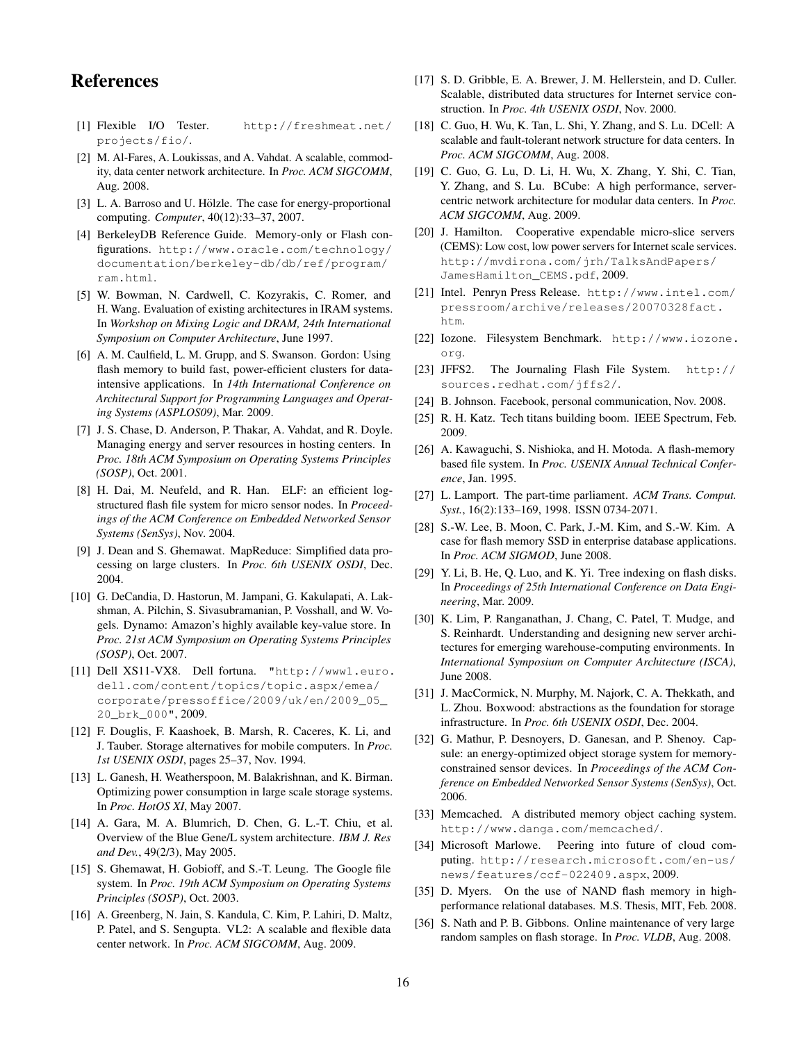# References

[1] Flexible I/O Tester. http://freshmeat.net/projects/fio/.

[2] M. Al-Fares, A. Loukissas, and A. Vahdat. A scalable, commodity, data center network architecture. In *Proc. ACM SIGCOMM*, Aug. 2008.

[3] L. A. Barroso and U. Hölzle. The case for energy-proportional computing. *Computer*, 40(12):33–37, 2007.

[4] BerkeleyDB Reference Guide. Memory-only or Flash configurations. http://www.oracle.com/technology/documentation/berkeley-db/db/ref/program/ram.html.

[5] W. Bowman, N. Cardwell, C. Kozyrakis, C. Romer, and H. Wang. Evaluation of existing architectures in IRAM systems. In *Workshop on Mixing Logic and DRAM, 24th International Symposium on Computer Architecture*, June 1997.

[6] A. M. Caulfield, L. M. Grupp, and S. Swanson. Gordon: Using flash memory to build fast, power-efficient clusters for data-intensive applications. In *14th International Conference on Architectural Support for Programming Languages and Operating Systems (ASPLOS09)*, Mar. 2009.

[7] J. S. Chase, D. Anderson, P. Thakar, A. Vahdat, and R. Doyle. Managing energy and server resources in hosting centers. In *Proc. 18th ACM Symposium on Operating Systems Principles (SOSP)*, Oct. 2001.

[8] H. Dai, M. Neufeld, and R. Han. ELF: an efficient log-structured flash file system for micro sensor nodes. In *Proceedings of the ACM Conference on Embedded Networked Sensor Systems (SenSys)*, Nov. 2004.

[9] J. Dean and S. Ghemawat. MapReduce: Simplified data processing on large clusters. In *Proc. 6th USENIX OSDI*, Dec. 2004.

[10] G. DeCandia, D. Hastorun, M. Jampani, G. Kakulapati, A. Lakshman, A. Pilchin, S. Sivasubramanian, P. Vosshall, and W. Vogels. Dynamo: Amazon's highly available key-value store. In *Proc. 21st ACM Symposium on Operating Systems Principles (SOSP)*, Oct. 2007.

[11] Dell XS11-VX8. Dell fortuna. "http://www1.euro.dell.com/content/topics/topic.aspx/emea/corporate/pressoffice/2009/uk/en/2009_05_20_brk_000", 2009.

[12] F. Douglis, F. Kaashoek, B. Marsh, R. Caceres, K. Li, and J. Tauber. Storage alternatives for mobile computers. In *Proc. 1st USENIX OSDI*, pages 25–37, Nov. 1994.

[13] L. Ganesh, H. Weatherspoon, M. Balakrishnan, and K. Birman. Optimizing power consumption in large scale storage systems. In *Proc. HotOS XI*, May 2007.

[14] A. Gara, M. A. Blumrich, D. Chen, G. L.-T. Chiu, et al. Overview of the Blue Gene/L system architecture. *IBM J. Res and Dev.*, 49(2/3), May 2005.

[15] S. Ghemawat, H. Gobioff, and S.-T. Leung. The Google file system. In *Proc. 19th ACM Symposium on Operating Systems Principles (SOSP)*, Oct. 2003.

[16] A. Greenberg, N. Jain, S. Kandula, C. Kim, P. Lahiri, D. Maltz, P. Patel, and S. Sengupta. VL2: A scalable and flexible data center network. In *Proc. ACM SIGCOMM*, Aug. 2009.

[17] S. D. Gribble, E. A. Brewer, J. M. Hellerstein, and D. Culler. Scalable, distributed data structures for Internet service construction. In *Proc. 4th USENIX OSDI*, Nov. 2000.

[18] C. Guo, H. Wu, K. Tan, L. Shi, Y. Zhang, and S. Lu. DCell: A scalable and fault-tolerant network structure for data centers. In *Proc. ACM SIGCOMM*, Aug. 2008.

[19] C. Guo, G. Lu, D. Li, H. Wu, X. Zhang, Y. Shi, C. Tian, Y. Zhang, and S. Lu. BCube: A high performance, server-centric network architecture for modular data centers. In *Proc. ACM SIGCOMM*, Aug. 2009.

[20] J. Hamilton. Cooperative expendable micro-slice servers (CEMS): Low cost, low power servers for Internet scale services. http://mvdirona.com/jrh/TalksAndPapers/JamesHamilton_CEMS.pdf, 2009.

[21] Intel. Penryn Press Release. http://www.intel.com/pressroom/archive/releases/20070328fact.htm.

[22] Iozone. Filesystem Benchmark. http://www.iozone.org.

[23] JFFS2. The Journaling Flash File System. http://sources.redhat.com/jffs2/.

[24] B. Johnson. Facebook, personal communication, Nov. 2008.

[25] R. H. Katz. Tech titans building boom. IEEE Spectrum, Feb. 2009.

[26] A. Kawaguchi, S. Nishioka, and H. Motoda. A flash-memory based file system. In *Proc. USENIX Annual Technical Conference*, Jan. 1995.

[27] L. Lamport. The part-time parliament. *ACM Trans. Comput. Syst.*, 16(2):133–169, 1998. ISSN 0734-2071.

[28] S.-W. Lee, B. Moon, C. Park, J.-M. Kim, and S.-W. Kim. A case for flash memory SSD in enterprise database applications. In *Proc. ACM SIGMOD*, June 2008.

[29] Y. Li, B. He, Q. Luo, and K. Yi. Tree indexing on flash disks. In *Proceedings of 25th International Conference on Data Engineering*, Mar. 2009.

[30] K. Lim, P. Ranganathan, J. Chang, C. Patel, T. Mudge, and S. Reinhardt. Understanding and designing new server architectures for emerging warehouse-computing environments. In *International Symposium on Computer Architecture (ISCA)*, June 2008.

[31] J. MacCormick, N. Murphy, M. Najork, C. A. Thekkath, and L. Zhou. Boxwood: abstractions as the foundation for storage infrastructure. In *Proc. 6th USENIX OSDI*, Dec. 2004.

[32] G. Mathur, P. Desnoyers, D. Ganesan, and P. Shenoy. Capsule: an energy-optimized object storage system for memory-constrained sensor devices. In *Proceedings of the ACM Conference on Embedded Networked Sensor Systems (SenSys)*, Oct. 2006.

[33] Memcached. A distributed memory object caching system. http://www.danga.com/memcached/.

[34] Microsoft Marlowe. Peering into future of cloud computing. http://research.microsoft.com/en-us/news/features/ccf-022409.aspx, 2009.

[35] D. Myers. On the use of NAND flash memory in high-performance relational databases. M.S. Thesis, MIT, Feb. 2008.

[36] S. Nath and P. B. Gibbons. Online maintenance of very large random samples on flash storage. In *Proc. VLDB*, Aug. 2008.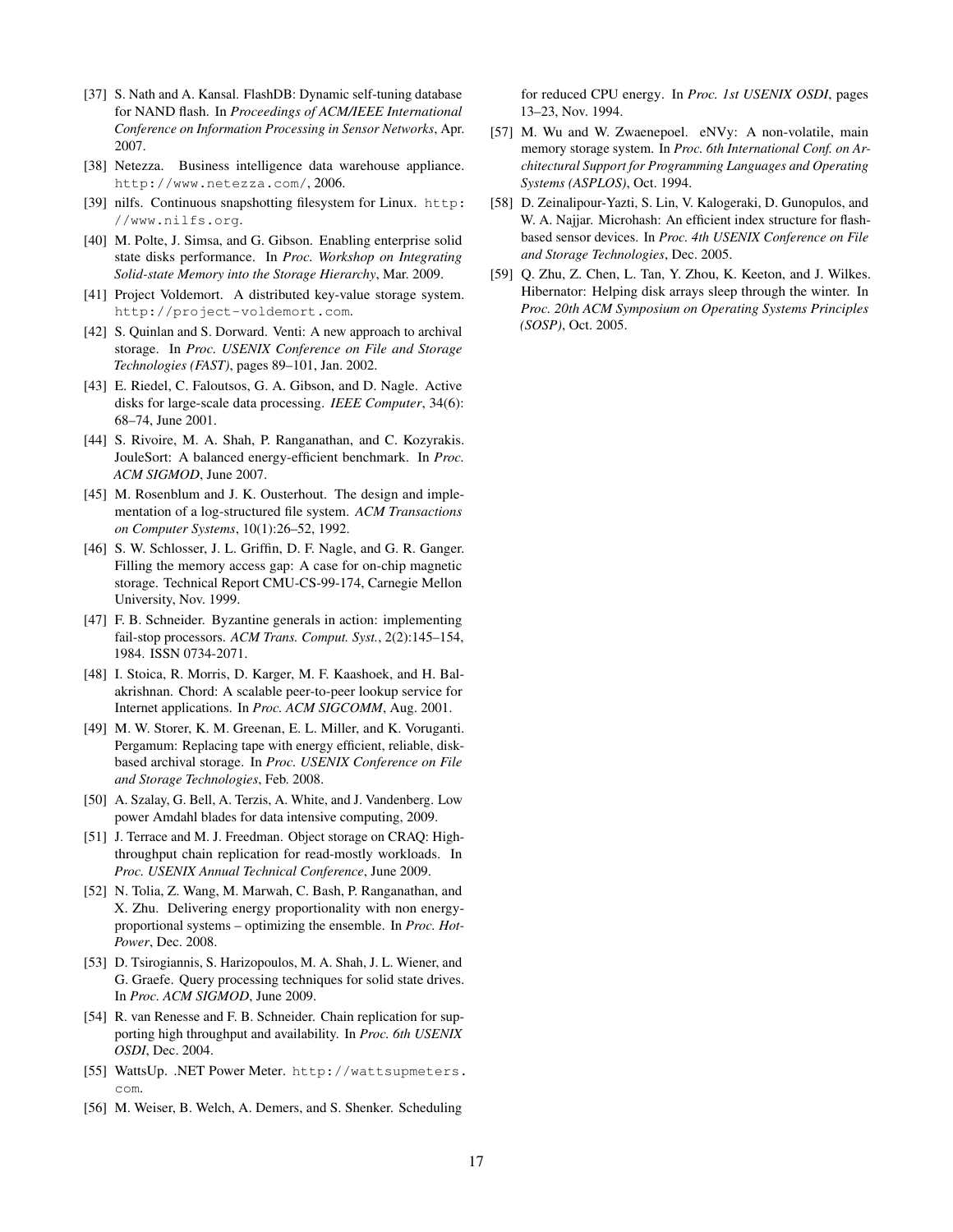[37] S. Nath and A. Kansal. FlashDB: Dynamic self-tuning database for NAND flash. In *Proceedings of ACM/IEEE International Conference on Information Processing in Sensor Networks*, Apr. 2007.

[38] Netezza. Business intelligence data warehouse appliance. `http://www.netezza.com/`, 2006.

[39] nilfs. Continuous snapshotting filesystem for Linux. `http://www.nilfs.org`.

[40] M. Polte, J. Simsa, and G. Gibson. Enabling enterprise solid state disks performance. In *Proc. Workshop on Integrating Solid-state Memory into the Storage Hierarchy*, Mar. 2009.

[41] Project Voldemort. A distributed key-value storage system. `http://project-voldemort.com`.

[42] S. Quinlan and S. Dorward. Venti: A new approach to archival storage. In *Proc. USENIX Conference on File and Storage Technologies (FAST)*, pages 89–101, Jan. 2002.

[43] E. Riedel, C. Faloutsos, G. A. Gibson, and D. Nagle. Active disks for large-scale data processing. *IEEE Computer*, 34(6): 68–74, June 2001.

[44] S. Rivoire, M. A. Shah, P. Ranganathan, and C. Kozyrakis. JouleSort: A balanced energy-efficient benchmark. In *Proc. ACM SIGMOD*, June 2007.

[45] M. Rosenblum and J. K. Ousterhout. The design and implementation of a log-structured file system. *ACM Transactions on Computer Systems*, 10(1):26–52, 1992.

[46] S. W. Schlosser, J. L. Griffin, D. F. Nagle, and G. R. Ganger. Filling the memory access gap: A case for on-chip magnetic storage. Technical Report CMU-CS-99-174, Carnegie Mellon University, Nov. 1999.

[47] F. B. Schneider. Byzantine generals in action: implementing fail-stop processors. *ACM Trans. Comput. Syst.*, 2(2):145–154, 1984. ISSN 0734-2071.

[48] I. Stoica, R. Morris, D. Karger, M. F. Kaashoek, and H. Balakrishnan. Chord: A scalable peer-to-peer lookup service for Internet applications. In *Proc. ACM SIGCOMM*, Aug. 2001.

[49] M. W. Storer, K. M. Greenan, E. L. Miller, and K. Voruganti. Pergamum: Replacing tape with energy efficient, reliable, disk-based archival storage. In *Proc. USENIX Conference on File and Storage Technologies*, Feb. 2008.

[50] A. Szalay, G. Bell, A. Terzis, A. White, and J. Vandenberg. Low power Amdahl blades for data intensive computing, 2009.

[51] J. Terrace and M. J. Freedman. Object storage on CRAQ: High-throughput chain replication for read-mostly workloads. In *Proc. USENIX Annual Technical Conference*, June 2009.

[52] N. Tolia, Z. Wang, M. Marwah, C. Bash, P. Ranganathan, and X. Zhu. Delivering energy proportionality with non energy-proportional systems – optimizing the ensemble. In *Proc. HotPower*, Dec. 2008.

[53] D. Tsirogiannis, S. Harizopoulos, M. A. Shah, J. L. Wiener, and G. Graefe. Query processing techniques for solid state drives. In *Proc. ACM SIGMOD*, June 2009.

[54] R. van Renesse and F. B. Schneider. Chain replication for supporting high throughput and availability. In *Proc. 6th USENIX OSDI*, Dec. 2004.

[55] WattsUp. .NET Power Meter. `http://wattsupmeters.com`.

[56] M. Weiser, B. Welch, A. Demers, and S. Shenker. Scheduling for reduced CPU energy. In *Proc. 1st USENIX OSDI*, pages 13–23, Nov. 1994.

[57] M. Wu and W. Zwaenepoel. eNVy: A non-volatile, main memory storage system. In *Proc. 6th International Conf. on Architectural Support for Programming Languages and Operating Systems (ASPLOS)*, Oct. 1994.

[58] D. Zeinalipour-Yazti, S. Lin, V. Kalogeraki, D. Gunopulos, and W. A. Najjar. Microhash: An efficient index structure for flash-based sensor devices. In *Proc. 4th USENIX Conference on File and Storage Technologies*, Dec. 2005.

[59] Q. Zhu, Z. Chen, L. Tan, Y. Zhou, K. Keeton, and J. Wilkes. Hibernator: Helping disk arrays sleep through the winter. In *Proc. 20th ACM Symposium on Operating Systems Principles (SOSP)*, Oct. 2005.